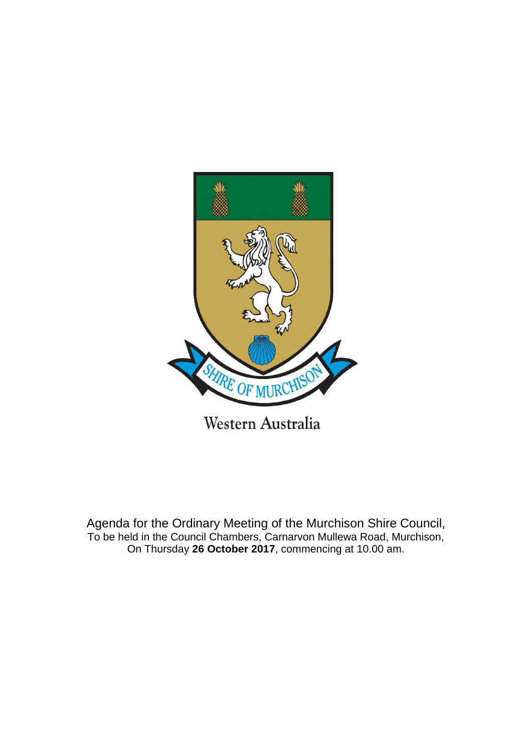SHIRE OF MURCHISON

Western Australia

Agenda for the Ordinary Meeting of the Murchison Shire Council,
To be held in the Council Chambers, Carnarvon Mullewa Road, Murchison,
On Thursday **26 October 2017**, commencing at 10.00 am.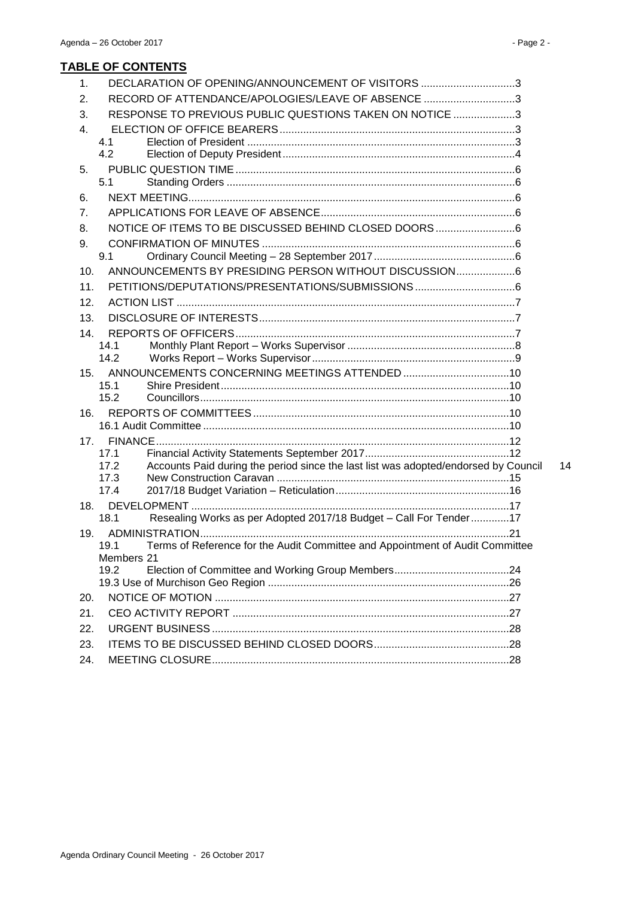## TABLE OF CONTENTS

1. DECLARATION OF OPENING/ANNOUNCEMENT OF VISITORS ................................3
2. RECORD OF ATTENDANCE/APOLOGIES/LEAVE OF ABSENCE ...............................3
3. RESPONSE TO PREVIOUS PUBLIC QUESTIONS TAKEN ON NOTICE .....................3
4. ELECTION OF OFFICE BEARERS................................................................................3
   - 4.1 Election of President ..........................................................................................3
   - 4.2 Election of Deputy President ..............................................................................4
5. PUBLIC QUESTION TIME..............................................................................................6
   - 5.1 Standing Orders .................................................................................................6
6. NEXT MEETING..............................................................................................................6
7. APPLICATIONS FOR LEAVE OF ABSENCE.................................................................6
8. NOTICE OF ITEMS TO BE DISCUSSED BEHIND CLOSED DOORS...........................6
9. CONFIRMATION OF MINUTES .....................................................................................6
   - 9.1 Ordinary Council Meeting – 28 September 2017................................................6
10. ANNOUNCEMENTS BY PRESIDING PERSON WITHOUT DISCUSSION....................6
11. PETITIONS/DEPUTATIONS/PRESENTATIONS/SUBMISSIONS..................................6
12. ACTION LIST ..................................................................................................................7
13. DISCLOSURE OF INTERESTS......................................................................................7
14. REPORTS OF OFFICERS..............................................................................................7
    - 14.1 Monthly Plant Report – Works Supervisor .........................................................8
    - 14.2 Works Report – Works Supervisor.....................................................................9
15. ANNOUNCEMENTS CONCERNING MEETINGS ATTENDED ....................................10
    - 15.1 Shire President..................................................................................................10
    - 15.2 Councillors.........................................................................................................10
16. REPORTS OF COMMITTEES......................................................................................10
    - 16.1 Audit Committee .......................................................................................................10
17. FINANCE.......................................................................................................................12
    - 17.1 Financial Activity Statements September 2017.................................................12
    - 17.2 Accounts Paid during the period since the last list was adopted/endorsed by Council 14
    - 17.3 New Construction Caravan ...............................................................................15
    - 17.4 2017/18 Budget Variation – Reticulation...........................................................16
18. DEVELOPMENT ...........................................................................................................17
    - 18.1 Resealing Works as per Adopted 2017/18 Budget – Call For Tender.............17
19. ADMINISTRATION........................................................................................................21
    - 19.1 Terms of Reference for the Audit Committee and Appointment of Audit Committee Members 21
    - 19.2 Election of Committee and Working Group Members.......................................24
    - 19.3 Use of Murchison Geo Region .................................................................................26
20. NOTICE OF MOTION ...................................................................................................27
21. CEO ACTIVITY REPORT .............................................................................................27
22. URGENT BUSINESS....................................................................................................28
23. ITEMS TO BE DISCUSSED BEHIND CLOSED DOORS.............................................28
24. MEETING CLOSURE....................................................................................................28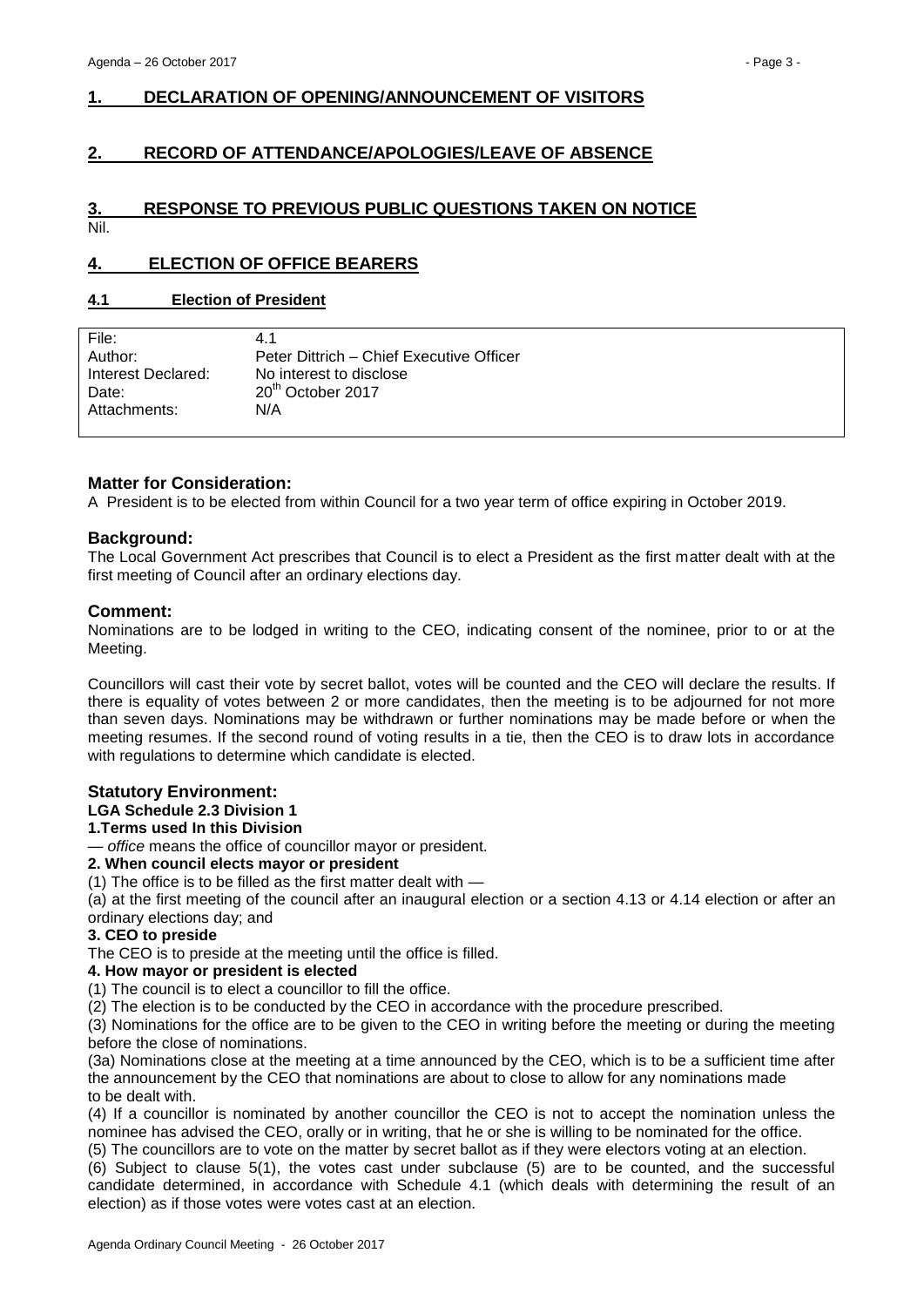## 1. DECLARATION OF OPENING/ANNOUNCEMENT OF VISITORS

## 2. RECORD OF ATTENDANCE/APOLOGIES/LEAVE OF ABSENCE

## 3. RESPONSE TO PREVIOUS PUBLIC QUESTIONS TAKEN ON NOTICE

Nil.

## 4. ELECTION OF OFFICE BEARERS

### 4.1 Election of President

| | |
|---|---|
| File: | 4.1 |
| Author: | Peter Dittrich – Chief Executive Officer |
| Interest Declared: | No interest to disclose |
| Date: | 20th October 2017 |
| Attachments: | N/A |

**Matter for Consideration:**

A President is to be elected from within Council for a two year term of office expiring in October 2019.

**Background:**

The Local Government Act prescribes that Council is to elect a President as the first matter dealt with at the first meeting of Council after an ordinary elections day.

**Comment:**

Nominations are to be lodged in writing to the CEO, indicating consent of the nominee, prior to or at the Meeting.

Councillors will cast their vote by secret ballot, votes will be counted and the CEO will declare the results. If there is equality of votes between 2 or more candidates, then the meeting is to be adjourned for not more than seven days. Nominations may be withdrawn or further nominations may be made before or when the meeting resumes. If the second round of voting results in a tie, then the CEO is to draw lots in accordance with regulations to determine which candidate is elected.

**Statutory Environment:**

**LGA Schedule 2.3 Division 1**

**1.Terms used In this Division**

— *office* means the office of councillor mayor or president.

**2. When council elects mayor or president**

(1) The office is to be filled as the first matter dealt with —

(a) at the first meeting of the council after an inaugural election or a section 4.13 or 4.14 election or after an ordinary elections day; and

**3. CEO to preside**

The CEO is to preside at the meeting until the office is filled.

**4. How mayor or president is elected**

(1) The council is to elect a councillor to fill the office.

(2) The election is to be conducted by the CEO in accordance with the procedure prescribed.

(3) Nominations for the office are to be given to the CEO in writing before the meeting or during the meeting before the close of nominations.

(3a) Nominations close at the meeting at a time announced by the CEO, which is to be a sufficient time after the announcement by the CEO that nominations are about to close to allow for any nominations made to be dealt with.

(4) If a councillor is nominated by another councillor the CEO is not to accept the nomination unless the nominee has advised the CEO, orally or in writing, that he or she is willing to be nominated for the office.

(5) The councillors are to vote on the matter by secret ballot as if they were electors voting at an election.

(6) Subject to clause 5(1), the votes cast under subclause (5) are to be counted, and the successful candidate determined, in accordance with Schedule 4.1 (which deals with determining the result of an election) as if those votes were votes cast at an election.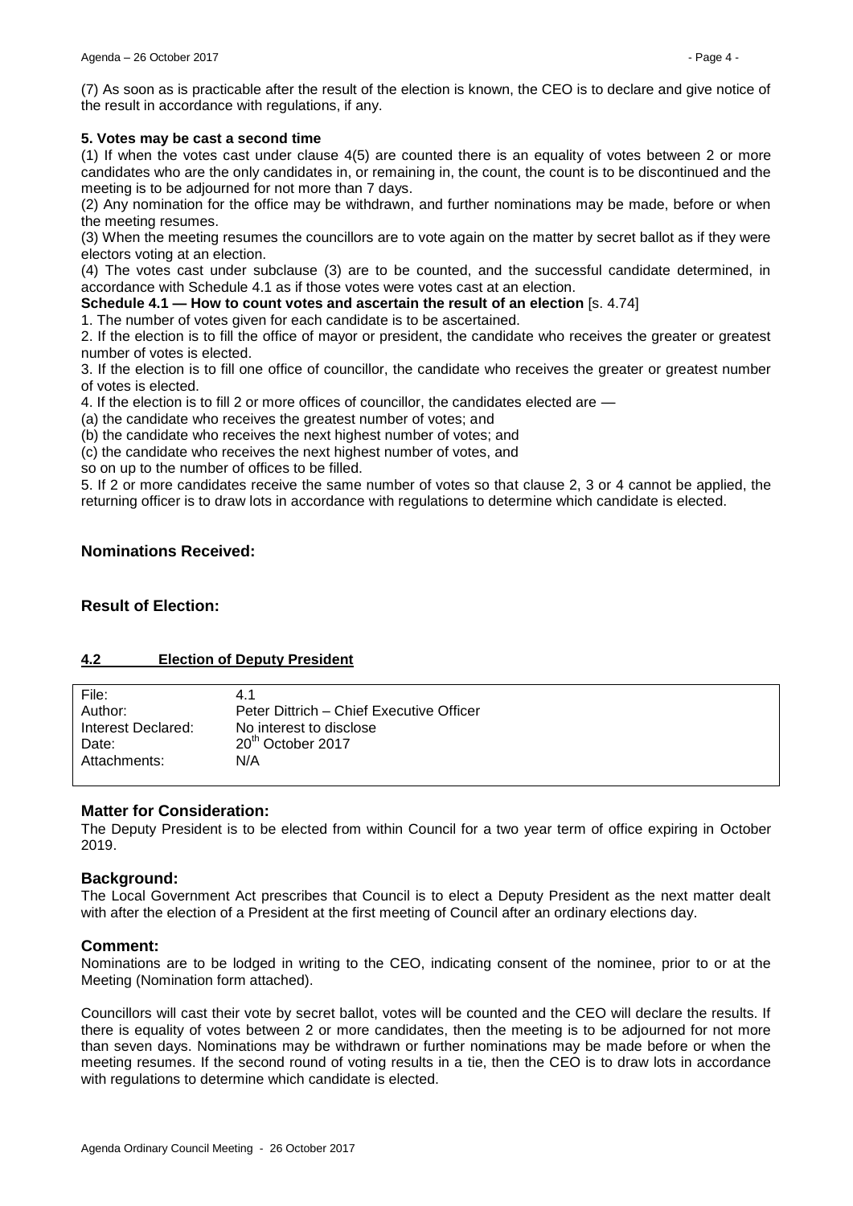(7) As soon as is practicable after the result of the election is known, the CEO is to declare and give notice of the result in accordance with regulations, if any.

**5. Votes may be cast a second time**

(1) If when the votes cast under clause 4(5) are counted there is an equality of votes between 2 or more candidates who are the only candidates in, or remaining in, the count, the count is to be discontinued and the meeting is to be adjourned for not more than 7 days.

(2) Any nomination for the office may be withdrawn, and further nominations may be made, before or when the meeting resumes.

(3) When the meeting resumes the councillors are to vote again on the matter by secret ballot as if they were electors voting at an election.

(4) The votes cast under subclause (3) are to be counted, and the successful candidate determined, in accordance with Schedule 4.1 as if those votes were votes cast at an election.

**Schedule 4.1 — How to count votes and ascertain the result of an election** [s. 4.74]

1. The number of votes given for each candidate is to be ascertained.
2. If the election is to fill the office of mayor or president, the candidate who receives the greater or greatest number of votes is elected.
3. If the election is to fill one office of councillor, the candidate who receives the greater or greatest number of votes is elected.
4. If the election is to fill 2 or more offices of councillor, the candidates elected are —

(a) the candidate who receives the greatest number of votes; and
(b) the candidate who receives the next highest number of votes; and
(c) the candidate who receives the next highest number of votes, and
so on up to the number of offices to be filled.

5. If 2 or more candidates receive the same number of votes so that clause 2, 3 or 4 cannot be applied, the returning officer is to draw lots in accordance with regulations to determine which candidate is elected.

### Nominations Received:

### Result of Election:

## 4.2 Election of Deputy President

| | |
|---|---|
| File: | 4.1 |
| Author: | Peter Dittrich – Chief Executive Officer |
| Interest Declared: | No interest to disclose |
| Date: | 20th October 2017 |
| Attachments: | N/A |

### Matter for Consideration:

The Deputy President is to be elected from within Council for a two year term of office expiring in October 2019.

### Background:

The Local Government Act prescribes that Council is to elect a Deputy President as the next matter dealt with after the election of a President at the first meeting of Council after an ordinary elections day.

### Comment:

Nominations are to be lodged in writing to the CEO, indicating consent of the nominee, prior to or at the Meeting (Nomination form attached).

Councillors will cast their vote by secret ballot, votes will be counted and the CEO will declare the results. If there is equality of votes between 2 or more candidates, then the meeting is to be adjourned for not more than seven days. Nominations may be withdrawn or further nominations may be made before or when the meeting resumes. If the second round of voting results in a tie, then the CEO is to draw lots in accordance with regulations to determine which candidate is elected.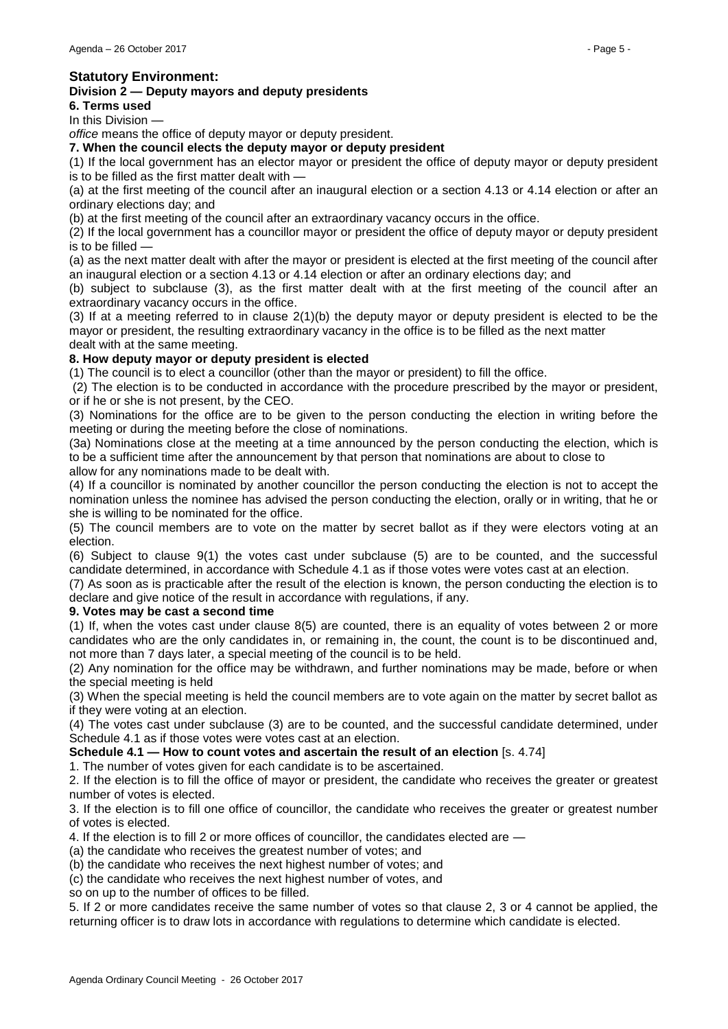**Statutory Environment:**

**Division 2 — Deputy mayors and deputy presidents**

**6. Terms used**

In this Division —

*office* means the office of deputy mayor or deputy president.

**7. When the council elects the deputy mayor or deputy president**

(1) If the local government has an elector mayor or president the office of deputy mayor or deputy president is to be filled as the first matter dealt with —

(a) at the first meeting of the council after an inaugural election or a section 4.13 or 4.14 election or after an ordinary elections day; and

(b) at the first meeting of the council after an extraordinary vacancy occurs in the office.

(2) If the local government has a councillor mayor or president the office of deputy mayor or deputy president is to be filled —

(a) as the next matter dealt with after the mayor or president is elected at the first meeting of the council after an inaugural election or a section 4.13 or 4.14 election or after an ordinary elections day; and

(b) subject to subclause (3), as the first matter dealt with at the first meeting of the council after an extraordinary vacancy occurs in the office.

(3) If at a meeting referred to in clause 2(1)(b) the deputy mayor or deputy president is elected to be the mayor or president, the resulting extraordinary vacancy in the office is to be filled as the next matter dealt with at the same meeting.

**8. How deputy mayor or deputy president is elected**

(1) The council is to elect a councillor (other than the mayor or president) to fill the office.

(2) The election is to be conducted in accordance with the procedure prescribed by the mayor or president, or if he or she is not present, by the CEO.

(3) Nominations for the office are to be given to the person conducting the election in writing before the meeting or during the meeting before the close of nominations.

(3a) Nominations close at the meeting at a time announced by the person conducting the election, which is to be a sufficient time after the announcement by that person that nominations are about to close to allow for any nominations made to be dealt with.

(4) If a councillor is nominated by another councillor the person conducting the election is not to accept the nomination unless the nominee has advised the person conducting the election, orally or in writing, that he or she is willing to be nominated for the office.

(5) The council members are to vote on the matter by secret ballot as if they were electors voting at an election.

(6) Subject to clause 9(1) the votes cast under subclause (5) are to be counted, and the successful candidate determined, in accordance with Schedule 4.1 as if those votes were votes cast at an election.

(7) As soon as is practicable after the result of the election is known, the person conducting the election is to declare and give notice of the result in accordance with regulations, if any.

**9. Votes may be cast a second time**

(1) If, when the votes cast under clause 8(5) are counted, there is an equality of votes between 2 or more candidates who are the only candidates in, or remaining in, the count, the count is to be discontinued and, not more than 7 days later, a special meeting of the council is to be held.

(2) Any nomination for the office may be withdrawn, and further nominations may be made, before or when the special meeting is held

(3) When the special meeting is held the council members are to vote again on the matter by secret ballot as if they were voting at an election.

(4) The votes cast under subclause (3) are to be counted, and the successful candidate determined, under Schedule 4.1 as if those votes were votes cast at an election.

**Schedule 4.1 — How to count votes and ascertain the result of an election** [s. 4.74]

1. The number of votes given for each candidate is to be ascertained.

2. If the election is to fill the office of mayor or president, the candidate who receives the greater or greatest number of votes is elected.

3. If the election is to fill one office of councillor, the candidate who receives the greater or greatest number of votes is elected.

4. If the election is to fill 2 or more offices of councillor, the candidates elected are —

(a) the candidate who receives the greatest number of votes; and

(b) the candidate who receives the next highest number of votes; and

(c) the candidate who receives the next highest number of votes, and

so on up to the number of offices to be filled.

5. If 2 or more candidates receive the same number of votes so that clause 2, 3 or 4 cannot be applied, the returning officer is to draw lots in accordance with regulations to determine which candidate is elected.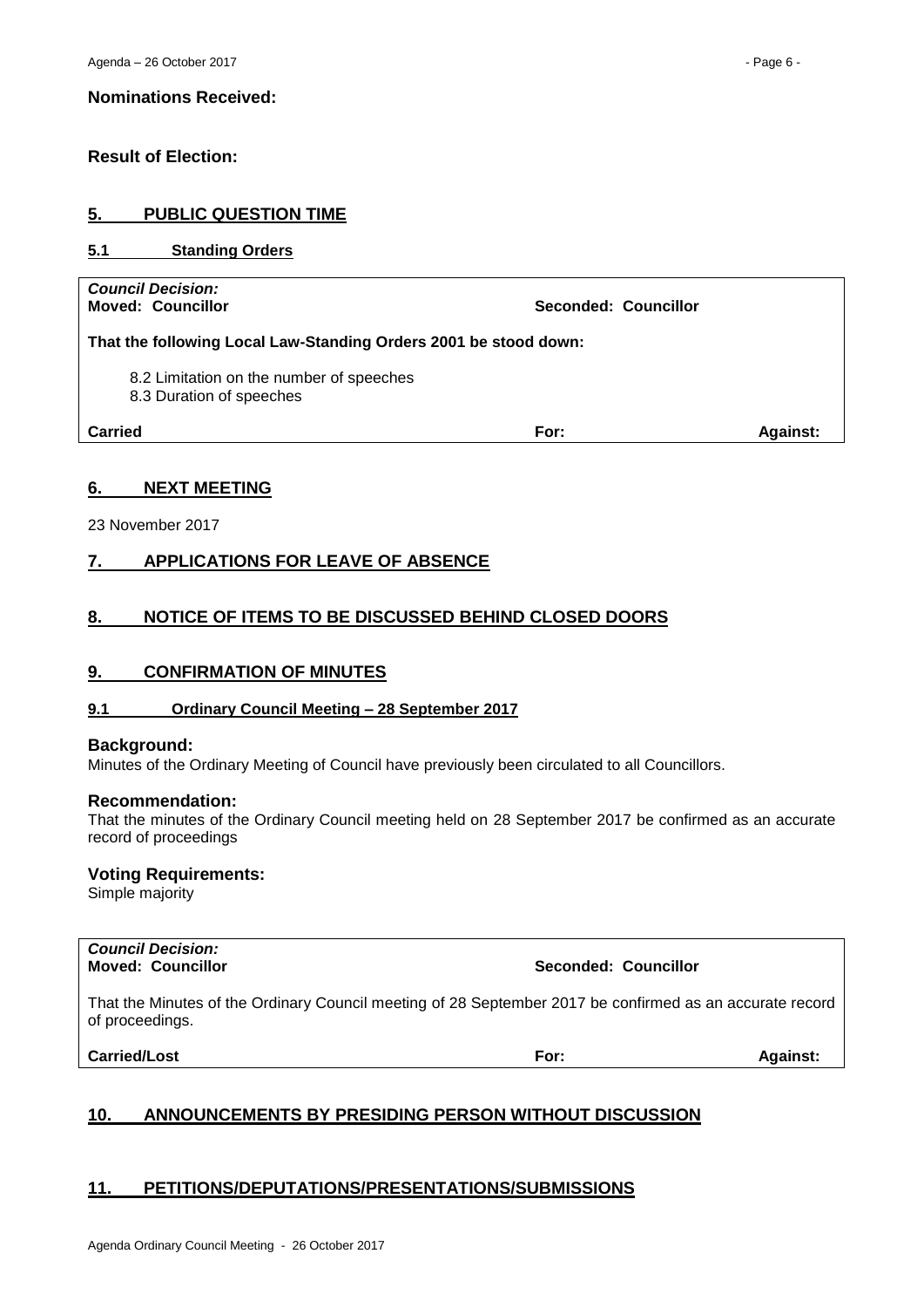**Nominations Received:**

**Result of Election:**

## 5. PUBLIC QUESTION TIME

### 5.1 Standing Orders

| ***Council Decision:*** | | |
|---|---|---|
| **Moved: Councillor** | **Seconded: Councillor** | |
| **That the following Local Law-Standing Orders 2001 be stood down:** | | |
| 8.2 Limitation on the number of speeches<br>8.3 Duration of speeches | | |
| **Carried** | **For:** | **Against:** |

## 6. NEXT MEETING

23 November 2017

## 7. APPLICATIONS FOR LEAVE OF ABSENCE

## 8. NOTICE OF ITEMS TO BE DISCUSSED BEHIND CLOSED DOORS

## 9. CONFIRMATION OF MINUTES

### 9.1 Ordinary Council Meeting – 28 September 2017

**Background:**
Minutes of the Ordinary Meeting of Council have previously been circulated to all Councillors.

**Recommendation:**
That the minutes of the Ordinary Council meeting held on 28 September 2017 be confirmed as an accurate record of proceedings

**Voting Requirements:**
Simple majority

| ***Council Decision:*** | | |
|---|---|---|
| **Moved: Councillor** | **Seconded: Councillor** | |
| That the Minutes of the Ordinary Council meeting of 28 September 2017 be confirmed as an accurate record of proceedings. | | |
| **Carried/Lost** | **For:** | **Against:** |

## 10. ANNOUNCEMENTS BY PRESIDING PERSON WITHOUT DISCUSSION

## 11. PETITIONS/DEPUTATIONS/PRESENTATIONS/SUBMISSIONS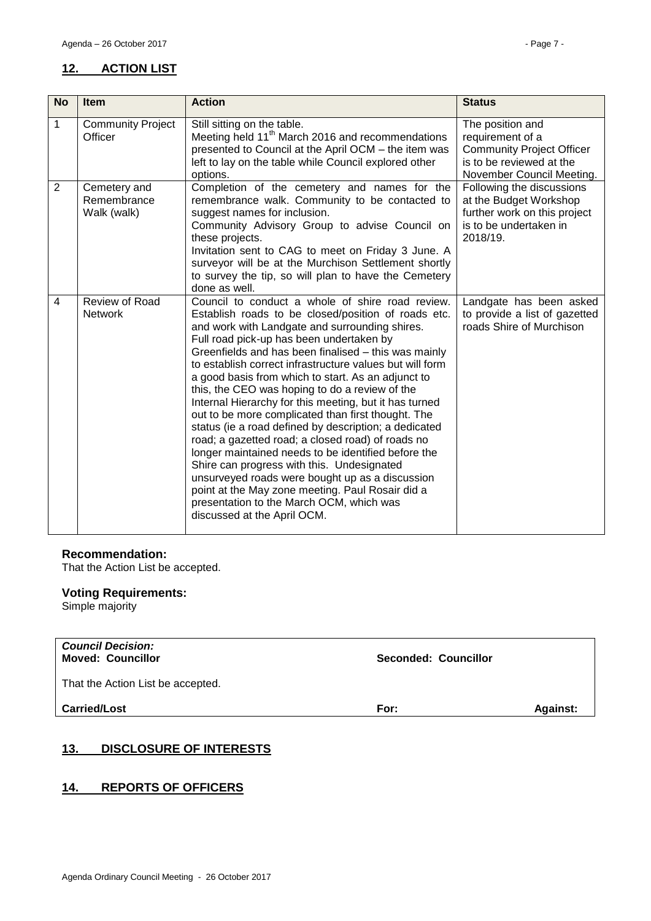## 12. ACTION LIST

| No | Item | Action | Status |
|---|---|---|---|
| 1 | Community Project Officer | Still sitting on the table. Meeting held 11th March 2016 and recommendations presented to Council at the April OCM – the item was left to lay on the table while Council explored other options. | The position and requirement of a Community Project Officer is to be reviewed at the November Council Meeting. |
| 2 | Cemetery and Remembrance Walk (walk) | Completion of the cemetery and names for the remembrance walk. Community to be contacted to suggest names for inclusion. Community Advisory Group to advise Council on these projects. Invitation sent to CAG to meet on Friday 3 June. A surveyor will be at the Murchison Settlement shortly to survey the tip, so will plan to have the Cemetery done as well. | Following the discussions at the Budget Workshop further work on this project is to be undertaken in 2018/19. |
| 4 | Review of Road Network | Council to conduct a whole of shire road review. Establish roads to be closed/position of roads etc. and work with Landgate and surrounding shires. Full road pick-up has been undertaken by Greenfields and has been finalised – this was mainly to establish correct infrastructure values but will form a good basis from which to start. As an adjunct to this, the CEO was hoping to do a review of the Internal Hierarchy for this meeting, but it has turned out to be more complicated than first thought. The status (ie a road defined by description; a dedicated road; a gazetted road; a closed road) of roads no longer maintained needs to be identified before the Shire can progress with this. Undesignated unsurveyed roads were bought up as a discussion point at the May zone meeting. Paul Rosair did a presentation to the March OCM, which was discussed at the April OCM. | Landgate has been asked to provide a list of gazetted roads Shire of Murchison |

### Recommendation:
That the Action List be accepted.

### Voting Requirements:
Simple majority

| *Council Decision:* **Moved: Councillor** | **Seconded: Councillor** | |
|---|---|---|
| That the Action List be accepted. | | |
| **Carried/Lost** | **For:** | **Against:** |

## 13. DISCLOSURE OF INTERESTS

## 14. REPORTS OF OFFICERS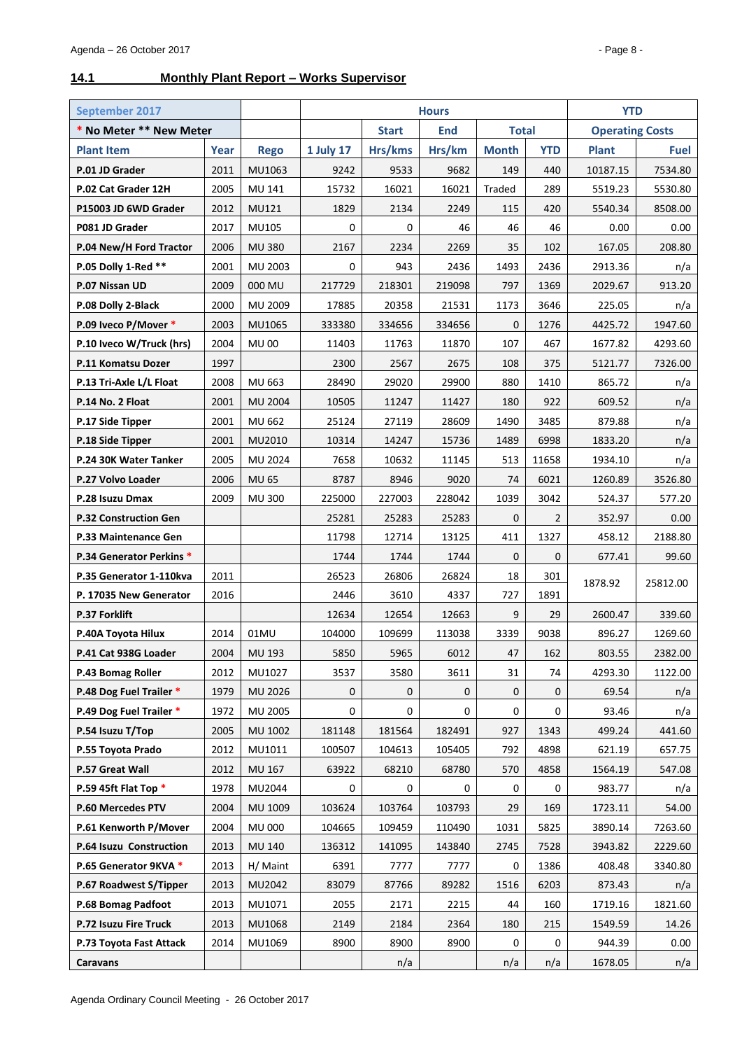## 14.1 Monthly Plant Report – Works Supervisor

| September 2017 | | | Hours | | | | | YTD | |
|---|---|---|---|---|---|---|---|---|---|
| * No Meter ** New Meter | | | | Start | End | Total | | Operating Costs | |
| Plant Item | Year | Rego | 1 July 17 | Hrs/kms | Hrs/km | Month | YTD | Plant | Fuel |
| P.01 JD Grader | 2011 | MU1063 | 9242 | 9533 | 9682 | 149 | 440 | 10187.15 | 7534.80 |
| P.02 Cat Grader 12H | 2005 | MU 141 | 15732 | 16021 | 16021 | Traded | 289 | 5519.23 | 5530.80 |
| P15003 JD 6WD Grader | 2012 | MU121 | 1829 | 2134 | 2249 | 115 | 420 | 5540.34 | 8508.00 |
| P081 JD Grader | 2017 | MU105 | 0 | 0 | 46 | 46 | 46 | 0.00 | 0.00 |
| P.04 New/H Ford Tractor | 2006 | MU 380 | 2167 | 2234 | 2269 | 35 | 102 | 167.05 | 208.80 |
| P.05 Dolly 1-Red ** | 2001 | MU 2003 | 0 | 943 | 2436 | 1493 | 2436 | 2913.36 | n/a |
| P.07 Nissan UD | 2009 | 000 MU | 217729 | 218301 | 219098 | 797 | 1369 | 2029.67 | 913.20 |
| P.08 Dolly 2-Black | 2000 | MU 2009 | 17885 | 20358 | 21531 | 1173 | 3646 | 225.05 | n/a |
| P.09 Iveco P/Mover * | 2003 | MU1065 | 333380 | 334656 | 334656 | 0 | 1276 | 4425.72 | 1947.60 |
| P.10 Iveco W/Truck (hrs) | 2004 | MU 00 | 11403 | 11763 | 11870 | 107 | 467 | 1677.82 | 4293.60 |
| P.11 Komatsu Dozer | 1997 | | 2300 | 2567 | 2675 | 108 | 375 | 5121.77 | 7326.00 |
| P.13 Tri-Axle L/L Float | 2008 | MU 663 | 28490 | 29020 | 29900 | 880 | 1410 | 865.72 | n/a |
| P.14 No. 2 Float | 2001 | MU 2004 | 10505 | 11247 | 11427 | 180 | 922 | 609.52 | n/a |
| P.17 Side Tipper | 2001 | MU 662 | 25124 | 27119 | 28609 | 1490 | 3485 | 879.88 | n/a |
| P.18 Side Tipper | 2001 | MU2010 | 10314 | 14247 | 15736 | 1489 | 6998 | 1833.20 | n/a |
| P.24 30K Water Tanker | 2005 | MU 2024 | 7658 | 10632 | 11145 | 513 | 11658 | 1934.10 | n/a |
| P.27 Volvo Loader | 2006 | MU 65 | 8787 | 8946 | 9020 | 74 | 6021 | 1260.89 | 3526.80 |
| P.28 Isuzu Dmax | 2009 | MU 300 | 225000 | 227003 | 228042 | 1039 | 3042 | 524.37 | 577.20 |
| P.32 Construction Gen | | | 25281 | 25283 | 25283 | 0 | 2 | 352.97 | 0.00 |
| P.33 Maintenance Gen | | | 11798 | 12714 | 13125 | 411 | 1327 | 458.12 | 2188.80 |
| P.34 Generator Perkins * | | | 1744 | 1744 | 1744 | 0 | 0 | 677.41 | 99.60 |
| P.35 Generator 1-110kva | 2011 | | 26523 | 26806 | 26824 | 18 | 301 | 1878.92 | 25812.00 |
| P. 17035 New Generator | 2016 | | 2446 | 3610 | 4337 | 727 | 1891 | | |
| P.37 Forklift | | | 12634 | 12654 | 12663 | 9 | 29 | 2600.47 | 339.60 |
| P.40A Toyota Hilux | 2014 | 01MU | 104000 | 109699 | 113038 | 3339 | 9038 | 896.27 | 1269.60 |
| P.41 Cat 938G Loader | 2004 | MU 193 | 5850 | 5965 | 6012 | 47 | 162 | 803.55 | 2382.00 |
| P.43 Bomag Roller | 2012 | MU1027 | 3537 | 3580 | 3611 | 31 | 74 | 4293.30 | 1122.00 |
| P.48 Dog Fuel Trailer * | 1979 | MU 2026 | 0 | 0 | 0 | 0 | 0 | 69.54 | n/a |
| P.49 Dog Fuel Trailer * | 1972 | MU 2005 | 0 | 0 | 0 | 0 | 0 | 93.46 | n/a |
| P.54 Isuzu T/Top | 2005 | MU 1002 | 181148 | 181564 | 182491 | 927 | 1343 | 499.24 | 441.60 |
| P.55 Toyota Prado | 2012 | MU1011 | 100507 | 104613 | 105405 | 792 | 4898 | 621.19 | 657.75 |
| P.57 Great Wall | 2012 | MU 167 | 63922 | 68210 | 68780 | 570 | 4858 | 1564.19 | 547.08 |
| P.59 45ft Flat Top * | 1978 | MU2044 | 0 | 0 | 0 | 0 | 0 | 983.77 | n/a |
| P.60 Mercedes PTV | 2004 | MU 1009 | 103624 | 103764 | 103793 | 29 | 169 | 1723.11 | 54.00 |
| P.61 Kenworth P/Mover | 2004 | MU 000 | 104665 | 109459 | 110490 | 1031 | 5825 | 3890.14 | 7263.60 |
| P.64 Isuzu Construction | 2013 | MU 140 | 136312 | 141095 | 143840 | 2745 | 7528 | 3943.82 | 2229.60 |
| P.65 Generator 9KVA * | 2013 | H/ Maint | 6391 | 7777 | 7777 | 0 | 1386 | 408.48 | 3340.80 |
| P.67 Roadwest S/Tipper | 2013 | MU2042 | 83079 | 87766 | 89282 | 1516 | 6203 | 873.43 | n/a |
| P.68 Bomag Padfoot | 2013 | MU1071 | 2055 | 2171 | 2215 | 44 | 160 | 1719.16 | 1821.60 |
| P.72 Isuzu Fire Truck | 2013 | MU1068 | 2149 | 2184 | 2364 | 180 | 215 | 1549.59 | 14.26 |
| P.73 Toyota Fast Attack | 2014 | MU1069 | 8900 | 8900 | 8900 | 0 | 0 | 944.39 | 0.00 |
| Caravans | | | | n/a | | n/a | n/a | 1678.05 | n/a |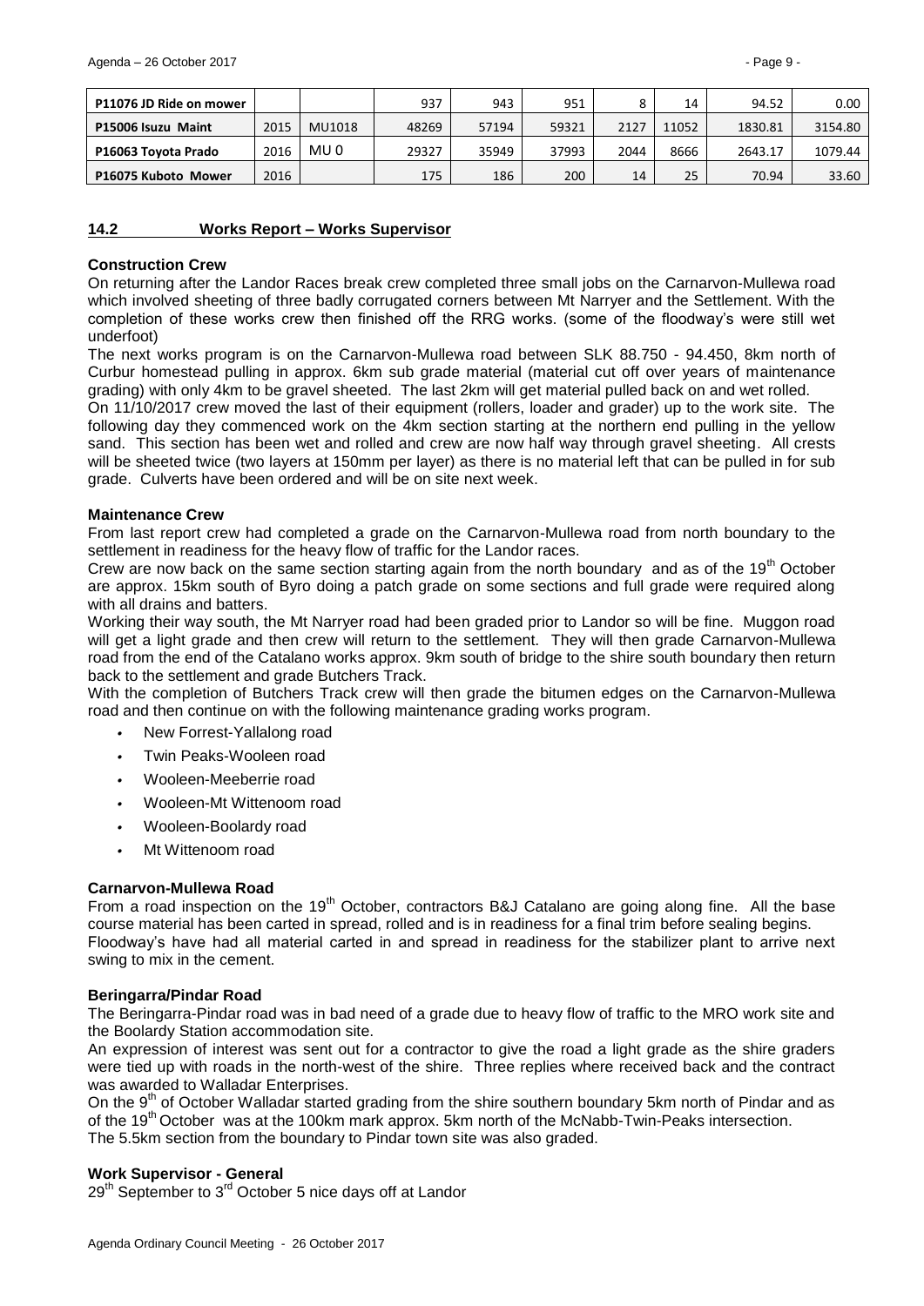| P11076 JD Ride on mower | | | 937 | 943 | 951 | 8 | 14 | 94.52 | 0.00 |
|---|---|---|---|---|---|---|---|---|---|
| P15006 Isuzu Maint | 2015 | MU1018 | 48269 | 57194 | 59321 | 2127 | 11052 | 1830.81 | 3154.80 |
| P16063 Toyota Prado | 2016 | MU 0 | 29327 | 35949 | 37993 | 2044 | 8666 | 2643.17 | 1079.44 |
| P16075 Kuboto Mower | 2016 | | 175 | 186 | 200 | 14 | 25 | 70.94 | 33.60 |

## 14.2 Works Report – Works Supervisor

### Construction Crew

On returning after the Landor Races break crew completed three small jobs on the Carnarvon-Mullewa road which involved sheeting of three badly corrugated corners between Mt Narryer and the Settlement. With the completion of these works crew then finished off the RRG works. (some of the floodway's were still wet underfoot)

The next works program is on the Carnarvon-Mullewa road between SLK 88.750 - 94.450, 8km north of Curbur homestead pulling in approx. 6km sub grade material (material cut off over years of maintenance grading) with only 4km to be gravel sheeted. The last 2km will get material pulled back on and wet rolled.

On 11/10/2017 crew moved the last of their equipment (rollers, loader and grader) up to the work site. The following day they commenced work on the 4km section starting at the northern end pulling in the yellow sand. This section has been wet and rolled and crew are now half way through gravel sheeting. All crests will be sheeted twice (two layers at 150mm per layer) as there is no material left that can be pulled in for sub grade. Culverts have been ordered and will be on site next week.

### Maintenance Crew

From last report crew had completed a grade on the Carnarvon-Mullewa road from north boundary to the settlement in readiness for the heavy flow of traffic for the Landor races.

Crew are now back on the same section starting again from the north boundary and as of the 19th October are approx. 15km south of Byro doing a patch grade on some sections and full grade were required along with all drains and batters.

Working their way south, the Mt Narryer road had been graded prior to Landor so will be fine. Muggon road will get a light grade and then crew will return to the settlement. They will then grade Carnarvon-Mullewa road from the end of the Catalano works approx. 9km south of bridge to the shire south boundary then return back to the settlement and grade Butchers Track.

With the completion of Butchers Track crew will then grade the bitumen edges on the Carnarvon-Mullewa road and then continue on with the following maintenance grading works program.

- New Forrest-Yallalong road
- Twin Peaks-Wooleen road
- Wooleen-Meeberrie road
- Wooleen-Mt Wittenoom road
- Wooleen-Boolardy road
- Mt Wittenoom road

### Carnarvon-Mullewa Road

From a road inspection on the 19th October, contractors B&J Catalano are going along fine. All the base course material has been carted in spread, rolled and is in readiness for a final trim before sealing begins.

Floodway's have had all material carted in and spread in readiness for the stabilizer plant to arrive next swing to mix in the cement.

### Beringarra/Pindar Road

The Beringarra-Pindar road was in bad need of a grade due to heavy flow of traffic to the MRO work site and the Boolardy Station accommodation site.

An expression of interest was sent out for a contractor to give the road a light grade as the shire graders were tied up with roads in the north-west of the shire. Three replies where received back and the contract was awarded to Walladar Enterprises.

On the 9th of October Walladar started grading from the shire southern boundary 5km north of Pindar and as of the 19th October was at the 100km mark approx. 5km north of the McNabb-Twin-Peaks intersection.

The 5.5km section from the boundary to Pindar town site was also graded.

### Work Supervisor - General

29th September to 3rd October 5 nice days off at Landor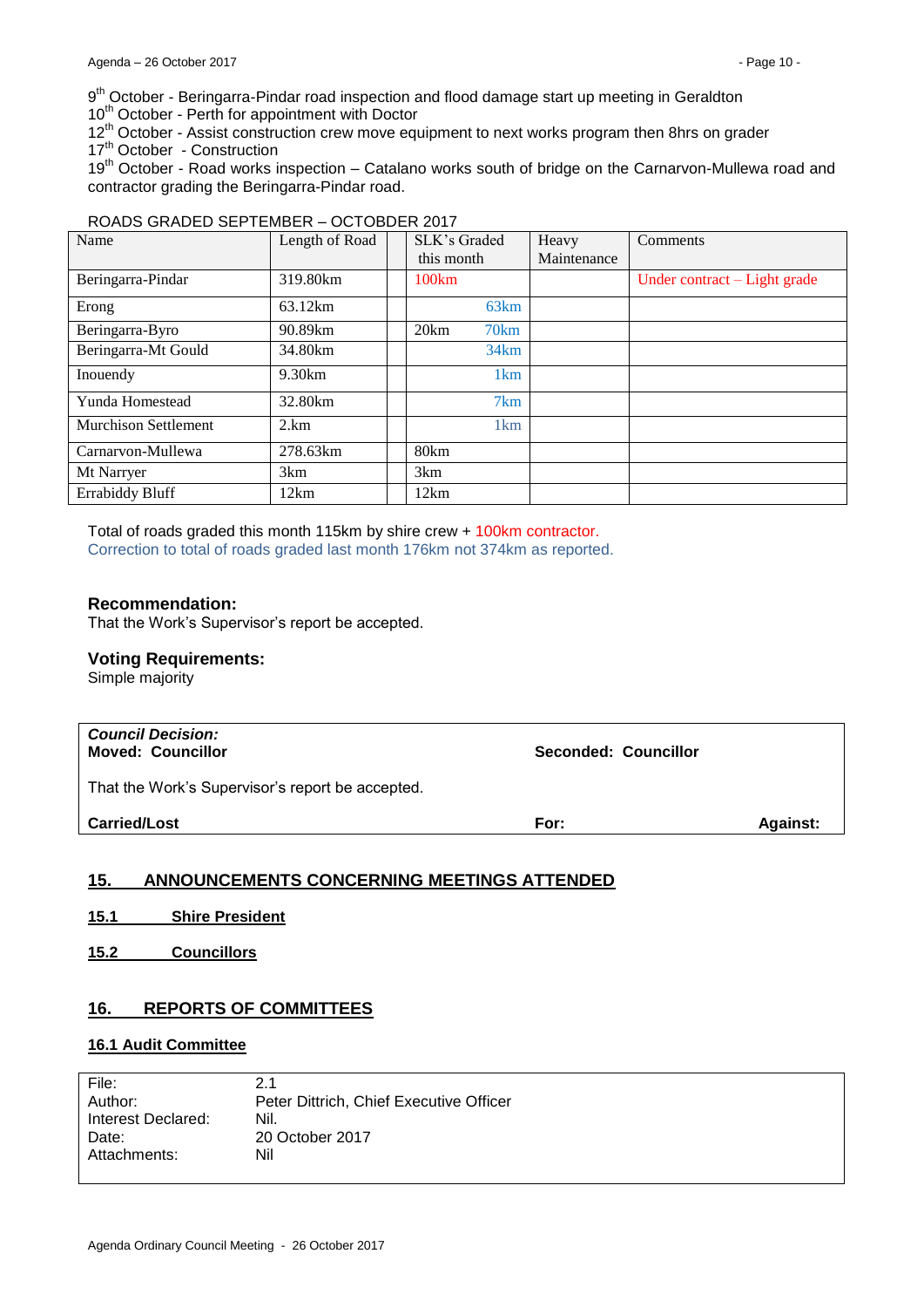9th October - Beringarra-Pindar road inspection and flood damage start up meeting in Geraldton
10th October - Perth for appointment with Doctor
12th October - Assist construction crew move equipment to next works program then 8hrs on grader
17th October - Construction
19th October - Road works inspection – Catalano works south of bridge on the Carnarvon-Mullewa road and contractor grading the Beringarra-Pindar road.

ROADS GRADED SEPTEMBER – OCTOBDER 2017

| Name | Length of Road | | SLK's Graded this month | | Heavy Maintenance | Comments |
|---|---|---|---|---|---|---|
| Beringarra-Pindar | 319.80km | | 100km | | | Under contract – Light grade |
| Erong | 63.12km | | | 63km | | |
| Beringarra-Byro | 90.89km | | 20km | 70km | | |
| Beringarra-Mt Gould | 34.80km | | | 34km | | |
| Inouendy | 9.30km | | | 1km | | |
| Yunda Homestead | 32.80km | | | 7km | | |
| Murchison Settlement | 2.km | | | 1km | | |
| Carnarvon-Mullewa | 278.63km | | 80km | | | |
| Mt Narryer | 3km | | 3km | | | |
| Errabiddy Bluff | 12km | | 12km | | | |

Total of roads graded this month 115km by shire crew + 100km contractor.
Correction to total of roads graded last month 176km not 374km as reported.

### Recommendation:

That the Work's Supervisor's report be accepted.

### Voting Requirements:

Simple majority

| *Council Decision:* **Moved: Councillor** | **Seconded: Councillor** | |
|---|---|---|
| That the Work's Supervisor's report be accepted. | | |
| **Carried/Lost** | **For:** | **Against:** |

## 15. ANNOUNCEMENTS CONCERNING MEETINGS ATTENDED

### 15.1 Shire President

### 15.2 Councillors

## 16. REPORTS OF COMMITTEES

### 16.1 Audit Committee

| | |
|---|---|
| File: | 2.1 |
| Author: | Peter Dittrich, Chief Executive Officer |
| Interest Declared: | Nil. |
| Date: | 20 October 2017 |
| Attachments: | Nil |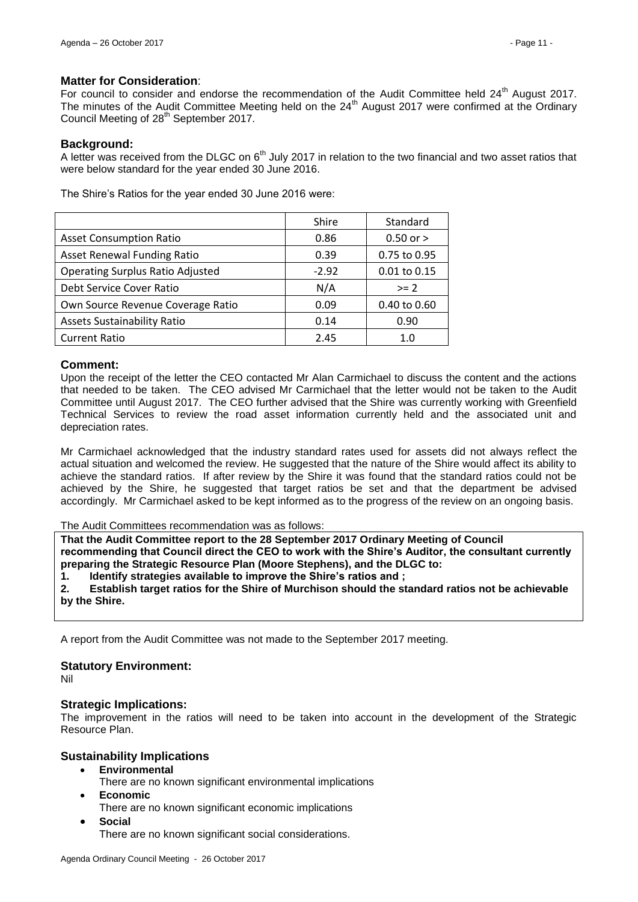**Matter for Consideration**:
For council to consider and endorse the recommendation of the Audit Committee held 24th August 2017. The minutes of the Audit Committee Meeting held on the 24th August 2017 were confirmed at the Ordinary Council Meeting of 28th September 2017.

**Background:**
A letter was received from the DLGC on 6th July 2017 in relation to the two financial and two asset ratios that were below standard for the year ended 30 June 2016.

The Shire's Ratios for the year ended 30 June 2016 were:

| | Shire | Standard |
|---|---|---|
| Asset Consumption Ratio | 0.86 | 0.50 or > |
| Asset Renewal Funding Ratio | 0.39 | 0.75 to 0.95 |
| Operating Surplus Ratio Adjusted | -2.92 | 0.01 to 0.15 |
| Debt Service Cover Ratio | N/A | >= 2 |
| Own Source Revenue Coverage Ratio | 0.09 | 0.40 to 0.60 |
| Assets Sustainability Ratio | 0.14 | 0.90 |
| Current Ratio | 2.45 | 1.0 |

**Comment:**
Upon the receipt of the letter the CEO contacted Mr Alan Carmichael to discuss the content and the actions that needed to be taken. The CEO advised Mr Carmichael that the letter would not be taken to the Audit Committee until August 2017. The CEO further advised that the Shire was currently working with Greenfield Technical Services to review the road asset information currently held and the associated unit and depreciation rates.

Mr Carmichael acknowledged that the industry standard rates used for assets did not always reflect the actual situation and welcomed the review. He suggested that the nature of the Shire would affect its ability to achieve the standard ratios. If after review by the Shire it was found that the standard ratios could not be achieved by the Shire, he suggested that target ratios be set and that the department be advised accordingly. Mr Carmichael asked to be kept informed as to the progress of the review on an ongoing basis.

The Audit Committees recommendation was as follows:

**That the Audit Committee report to the 28 September 2017 Ordinary Meeting of Council recommending that Council direct the CEO to work with the Shire's Auditor, the consultant currently preparing the Strategic Resource Plan (Moore Stephens), and the DLGC to:**
**1. Identify strategies available to improve the Shire's ratios and ;**
**2. Establish target ratios for the Shire of Murchison should the standard ratios not be achievable by the Shire.**

A report from the Audit Committee was not made to the September 2017 meeting.

**Statutory Environment:**
Nil

**Strategic Implications:**
The improvement in the ratios will need to be taken into account in the development of the Strategic Resource Plan.

**Sustainability Implications**

- **Environmental**
  There are no known significant environmental implications
- **Economic**
  There are no known significant economic implications
- **Social**
  There are no known significant social considerations.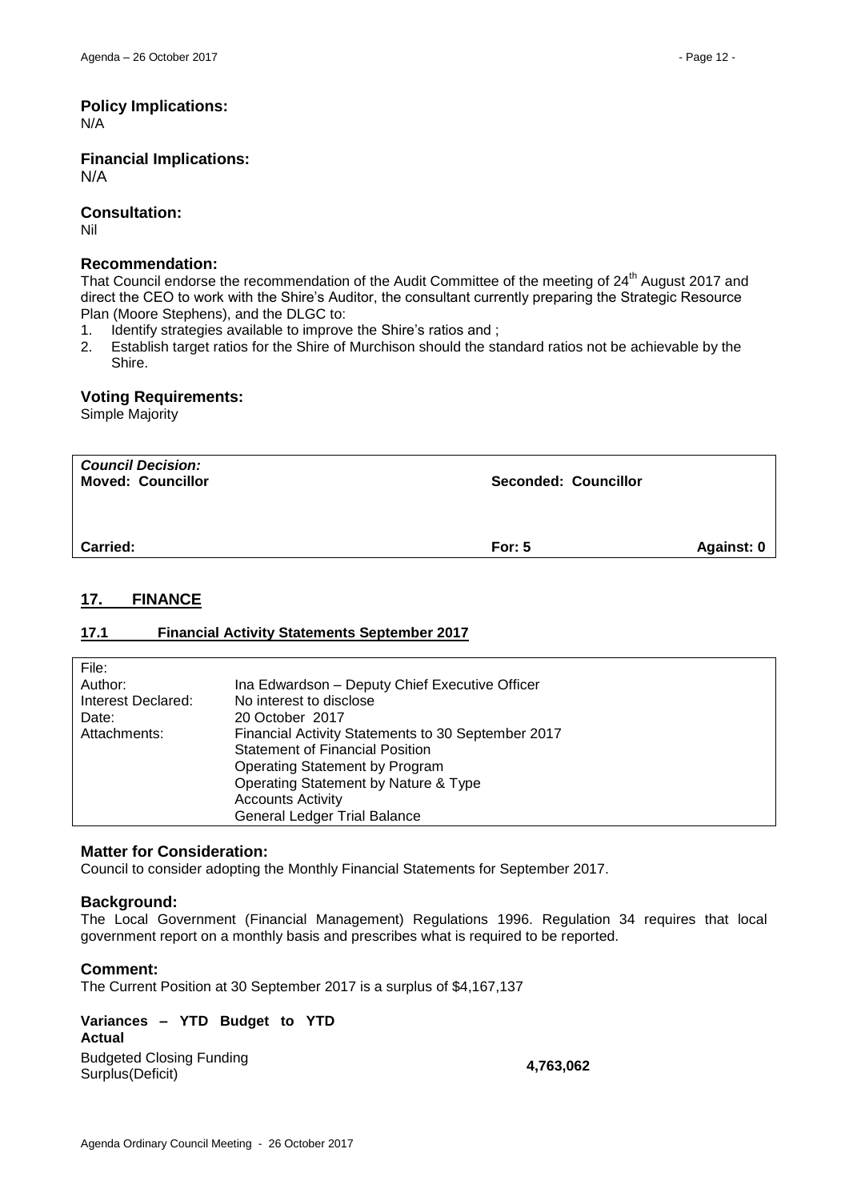### Policy Implications:

N/A

### Financial Implications:

N/A

### Consultation:

Nil

### Recommendation:

That Council endorse the recommendation of the Audit Committee of the meeting of 24th August 2017 and direct the CEO to work with the Shire's Auditor, the consultant currently preparing the Strategic Resource Plan (Moore Stephens), and the DLGC to:

1. Identify strategies available to improve the Shire's ratios and ;
2. Establish target ratios for the Shire of Murchison should the standard ratios not be achievable by the Shire.

### Voting Requirements:

Simple Majority

| ***Council Decision:*** **Moved: Councillor** | **Seconded: Councillor** | |
|---|---|---|
| **Carried:** | **For: 5** | **Against: 0** |

## 17. FINANCE

### 17.1 Financial Activity Statements September 2017

| | |
|---|---|
| File: | |
| Author: | Ina Edwardson – Deputy Chief Executive Officer |
| Interest Declared: | No interest to disclose |
| Date: | 20 October 2017 |
| Attachments: | Financial Activity Statements to 30 September 2017<br>Statement of Financial Position<br>Operating Statement by Program<br>Operating Statement by Nature & Type<br>Accounts Activity<br>General Ledger Trial Balance |

### Matter for Consideration:

Council to consider adopting the Monthly Financial Statements for September 2017.

### Background:

The Local Government (Financial Management) Regulations 1996. Regulation 34 requires that local government report on a monthly basis and prescribes what is required to be reported.

### Comment:

The Current Position at 30 September 2017 is a surplus of $4,167,137

| **Variances – YTD Budget to YTD Actual** | |
|---|---|
| Budgeted Closing Funding Surplus(Deficit) | **4,763,062** |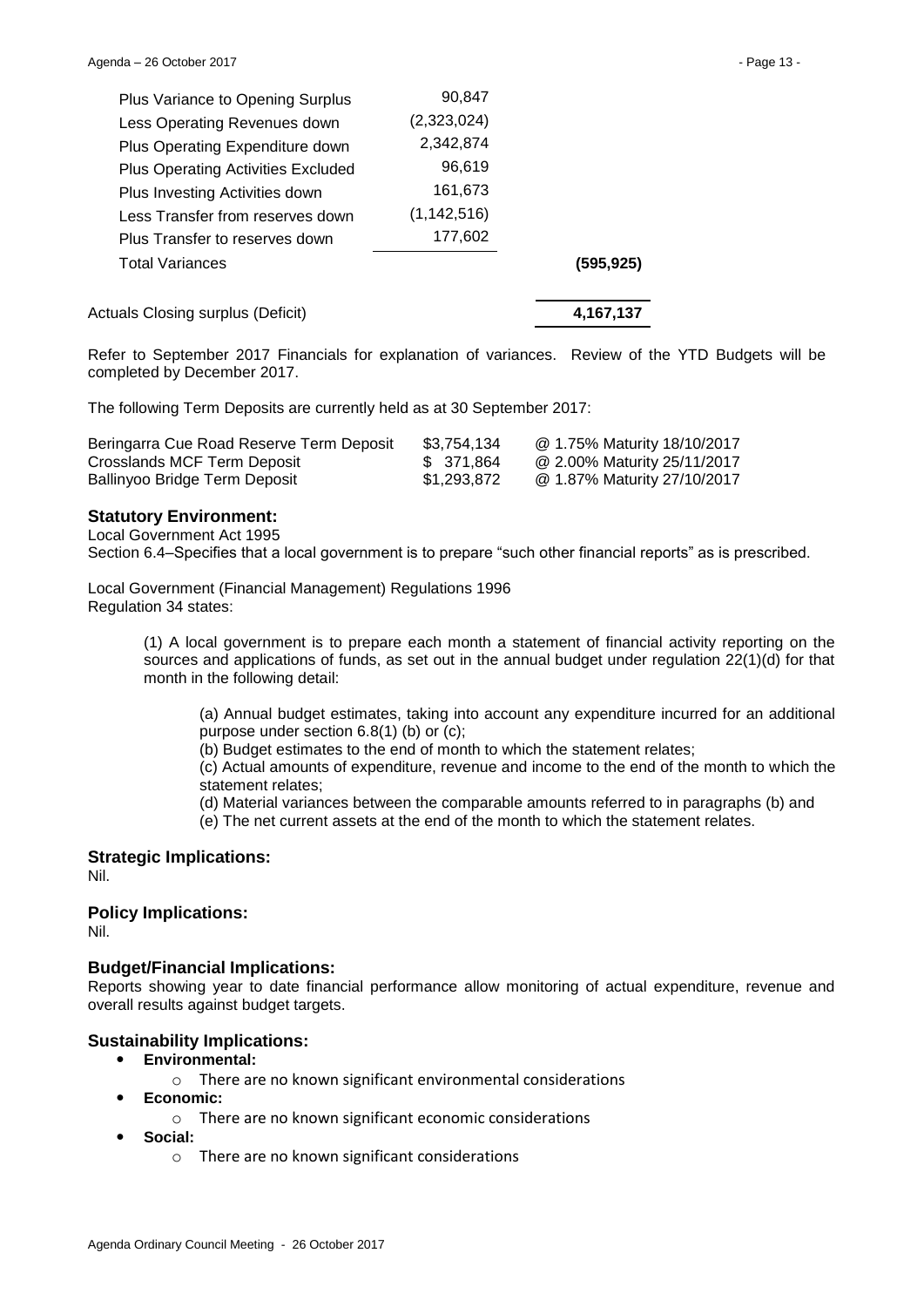| | | |
|---|---|---|
| Plus Variance to Opening Surplus | 90,847 | |
| Less Operating Revenues down | (2,323,024) | |
| Plus Operating Expenditure down | 2,342,874 | |
| Plus Operating Activities Excluded | 96,619 | |
| Plus Investing Activities down | 161,673 | |
| Less Transfer from reserves down | (1,142,516) | |
| Plus Transfer to reserves down | 177,602 | |
| Total Variances | | **(595,925)** |
| | | |
| Actuals Closing surplus (Deficit) | | **4,167,137** |

Refer to September 2017 Financials for explanation of variances. Review of the YTD Budgets will be completed by December 2017.

The following Term Deposits are currently held as at 30 September 2017:

| | | |
|---|---|---|
| Beringarra Cue Road Reserve Term Deposit | $3,754,134 | @ 1.75% Maturity 18/10/2017 |
| Crosslands MCF Term Deposit | $ 371,864 | @ 2.00% Maturity 25/11/2017 |
| Ballinyoo Bridge Term Deposit | $1,293,872 | @ 1.87% Maturity 27/10/2017 |

### Statutory Environment:

Local Government Act 1995
Section 6.4–Specifies that a local government is to prepare "such other financial reports" as is prescribed.

Local Government (Financial Management) Regulations 1996
Regulation 34 states:

> (1) A local government is to prepare each month a statement of financial activity reporting on the sources and applications of funds, as set out in the annual budget under regulation 22(1)(d) for that month in the following detail:
>
> > (a) Annual budget estimates, taking into account any expenditure incurred for an additional purpose under section 6.8(1) (b) or (c);
> > (b) Budget estimates to the end of month to which the statement relates;
> > (c) Actual amounts of expenditure, revenue and income to the end of the month to which the statement relates;
> > (d) Material variances between the comparable amounts referred to in paragraphs (b) and
> > (e) The net current assets at the end of the month to which the statement relates.

### Strategic Implications:

Nil.

### Policy Implications:

Nil.

### Budget/Financial Implications:

Reports showing year to date financial performance allow monitoring of actual expenditure, revenue and overall results against budget targets.

### Sustainability Implications:

- **Environmental:**
  - There are no known significant environmental considerations
- **Economic:**
  - There are no known significant economic considerations
- **Social:**
  - There are no known significant considerations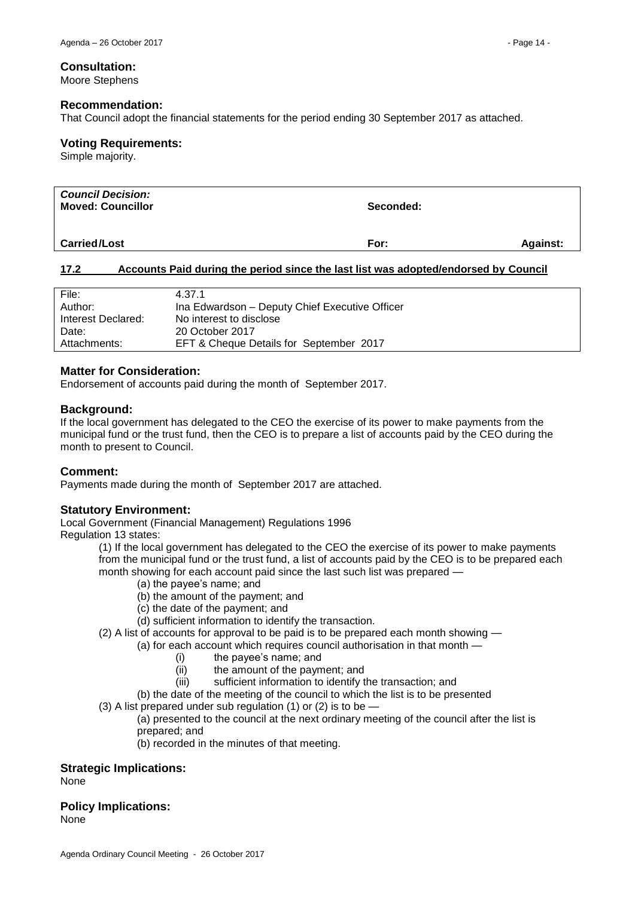### Consultation:

Moore Stephens

### Recommendation:

That Council adopt the financial statements for the period ending 30 September 2017 as attached.

### Voting Requirements:

Simple majority.

| ***Council Decision:*** | | |
|---|---|---|
| **Moved: Councillor** | **Seconded:** | |
| **Carried/Lost** | **For:** | **Against:** |

## 17.2 Accounts Paid during the period since the last list was adopted/endorsed by Council

| | |
|---|---|
| File: | 4.37.1 |
| Author: | Ina Edwardson – Deputy Chief Executive Officer |
| Interest Declared: | No interest to disclose |
| Date: | 20 October 2017 |
| Attachments: | EFT & Cheque Details for September 2017 |

### Matter for Consideration:

Endorsement of accounts paid during the month of September 2017.

### Background:

If the local government has delegated to the CEO the exercise of its power to make payments from the municipal fund or the trust fund, then the CEO is to prepare a list of accounts paid by the CEO during the month to present to Council.

### Comment:

Payments made during the month of September 2017 are attached.

### Statutory Environment:

Local Government (Financial Management) Regulations 1996
Regulation 13 states:

(1) If the local government has delegated to the CEO the exercise of its power to make payments from the municipal fund or the trust fund, a list of accounts paid by the CEO is to be prepared each month showing for each account paid since the last such list was prepared —

- (a) the payee's name; and
- (b) the amount of the payment; and
- (c) the date of the payment; and
- (d) sufficient information to identify the transaction.

(2) A list of accounts for approval to be paid is to be prepared each month showing —

- (a) for each account which requires council authorisation in that month —
  - (i) the payee's name; and
  - (ii) the amount of the payment; and
  - (iii) sufficient information to identify the transaction; and
- (b) the date of the meeting of the council to which the list is to be presented

(3) A list prepared under sub regulation (1) or (2) is to be —

- (a) presented to the council at the next ordinary meeting of the council after the list is prepared; and
- (b) recorded in the minutes of that meeting.

### Strategic Implications:

None

### Policy Implications:

None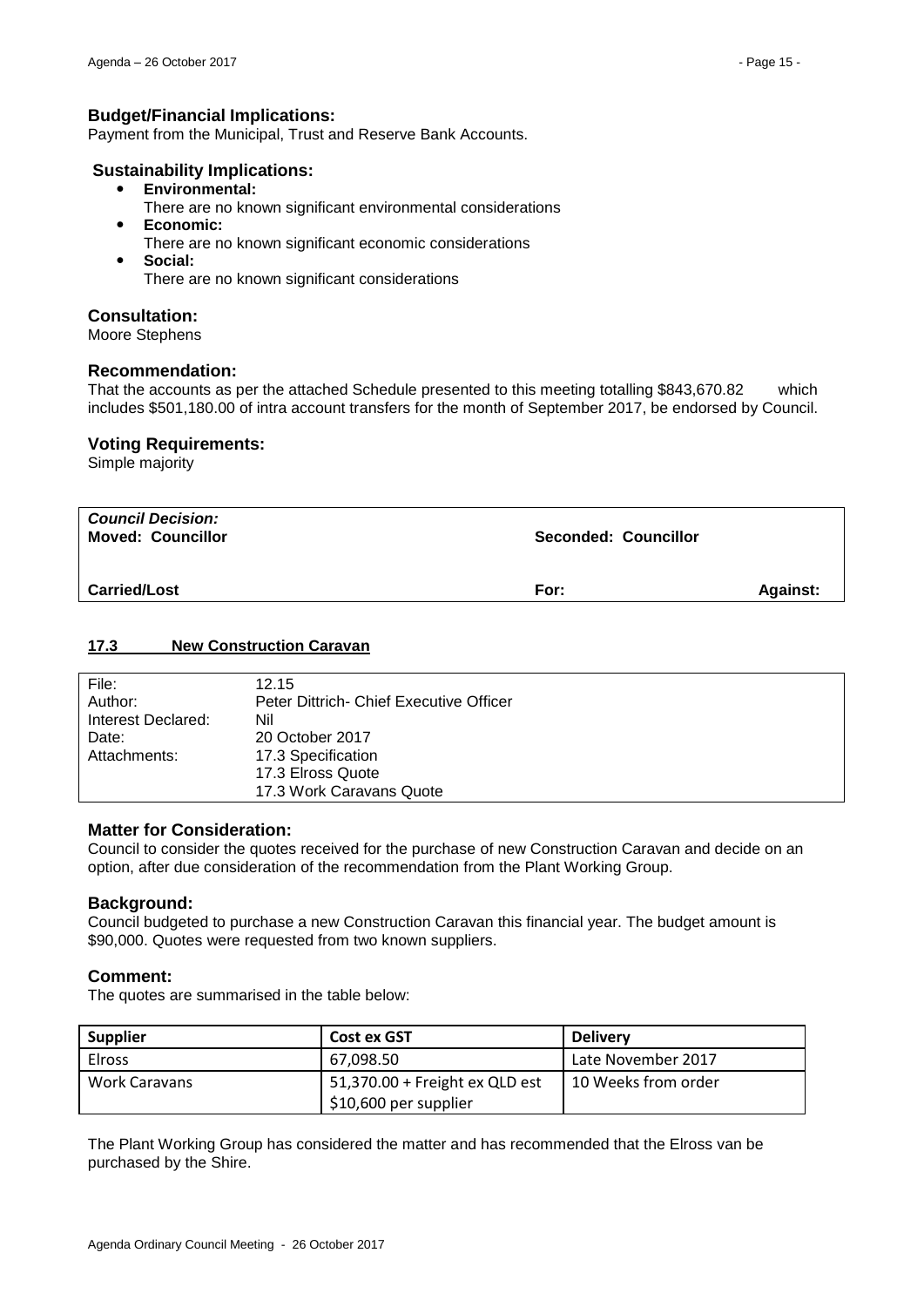### Budget/Financial Implications:
Payment from the Municipal, Trust and Reserve Bank Accounts.

### Sustainability Implications:

- **Environmental:**
  There are no known significant environmental considerations
- **Economic:**
  There are no known significant economic considerations
- **Social:**
  There are no known significant considerations

### Consultation:
Moore Stephens

### Recommendation:
That the accounts as per the attached Schedule presented to this meeting totalling $843,670.82 which includes $501,180.00 of intra account transfers for the month of September 2017, be endorsed by Council.

### Voting Requirements:
Simple majority

| ***Council Decision:*** **Moved: Councillor** | **Seconded: Councillor** | |
|---|---|---|
| **Carried/Lost** | **For:** | **Against:** |

## 17.3 New Construction Caravan

| | |
|---|---|
| File: | 12.15 |
| Author: | Peter Dittrich- Chief Executive Officer |
| Interest Declared: | Nil |
| Date: | 20 October 2017 |
| Attachments: | 17.3 Specification<br>17.3 Elross Quote<br>17.3 Work Caravans Quote |

### Matter for Consideration:
Council to consider the quotes received for the purchase of new Construction Caravan and decide on an option, after due consideration of the recommendation from the Plant Working Group.

### Background:
Council budgeted to purchase a new Construction Caravan this financial year. The budget amount is $90,000. Quotes were requested from two known suppliers.

### Comment:
The quotes are summarised in the table below:

| **Supplier** | **Cost ex GST** | **Delivery** |
|---|---|---|
| Elross | 67,098.50 | Late November 2017 |
| Work Caravans | 51,370.00 + Freight ex QLD est $10,600 per supplier | 10 Weeks from order |

The Plant Working Group has considered the matter and has recommended that the Elross van be purchased by the Shire.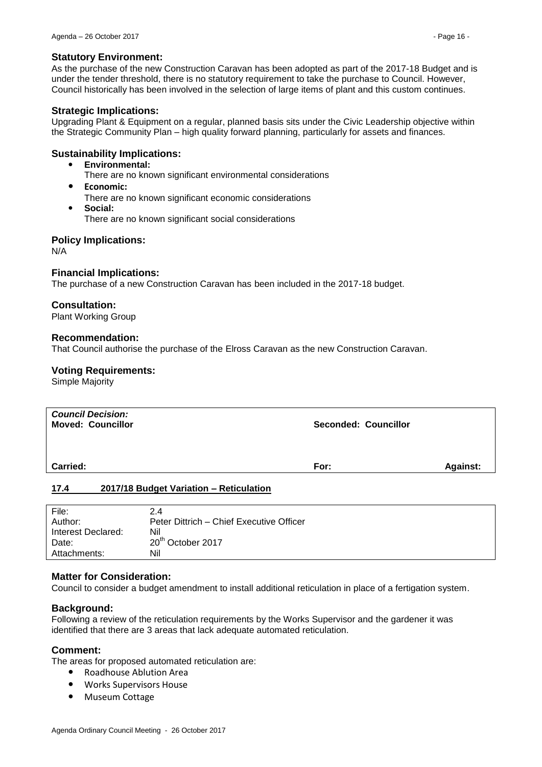### Statutory Environment:

As the purchase of the new Construction Caravan has been adopted as part of the 2017-18 Budget and is under the tender threshold, there is no statutory requirement to take the purchase to Council. However, Council historically has been involved in the selection of large items of plant and this custom continues.

### Strategic Implications:

Upgrading Plant & Equipment on a regular, planned basis sits under the Civic Leadership objective within the Strategic Community Plan – high quality forward planning, particularly for assets and finances.

### Sustainability Implications:

- **Environmental:**
  There are no known significant environmental considerations
- **Economic:**
  There are no known significant economic considerations
- **Social:**
  There are no known significant social considerations

### Policy Implications:

N/A

### Financial Implications:

The purchase of a new Construction Caravan has been included in the 2017-18 budget.

### Consultation:

Plant Working Group

### Recommendation:

That Council authorise the purchase of the Elross Caravan as the new Construction Caravan.

### Voting Requirements:

Simple Majority

| ***Council Decision:*** **Moved: Councillor** | **Seconded: Councillor** | |
|---|---|---|
| **Carried:** | **For:** | **Against:** |

## 17.4 2017/18 Budget Variation – Reticulation

| | |
|---|---|
| File: | 2.4 |
| Author: | Peter Dittrich – Chief Executive Officer |
| Interest Declared: | Nil |
| Date: | 20th October 2017 |
| Attachments: | Nil |

### Matter for Consideration:

Council to consider a budget amendment to install additional reticulation in place of a fertigation system.

### Background:

Following a review of the reticulation requirements by the Works Supervisor and the gardener it was identified that there are 3 areas that lack adequate automated reticulation.

### Comment:

The areas for proposed automated reticulation are:

- Roadhouse Ablution Area
- Works Supervisors House
- Museum Cottage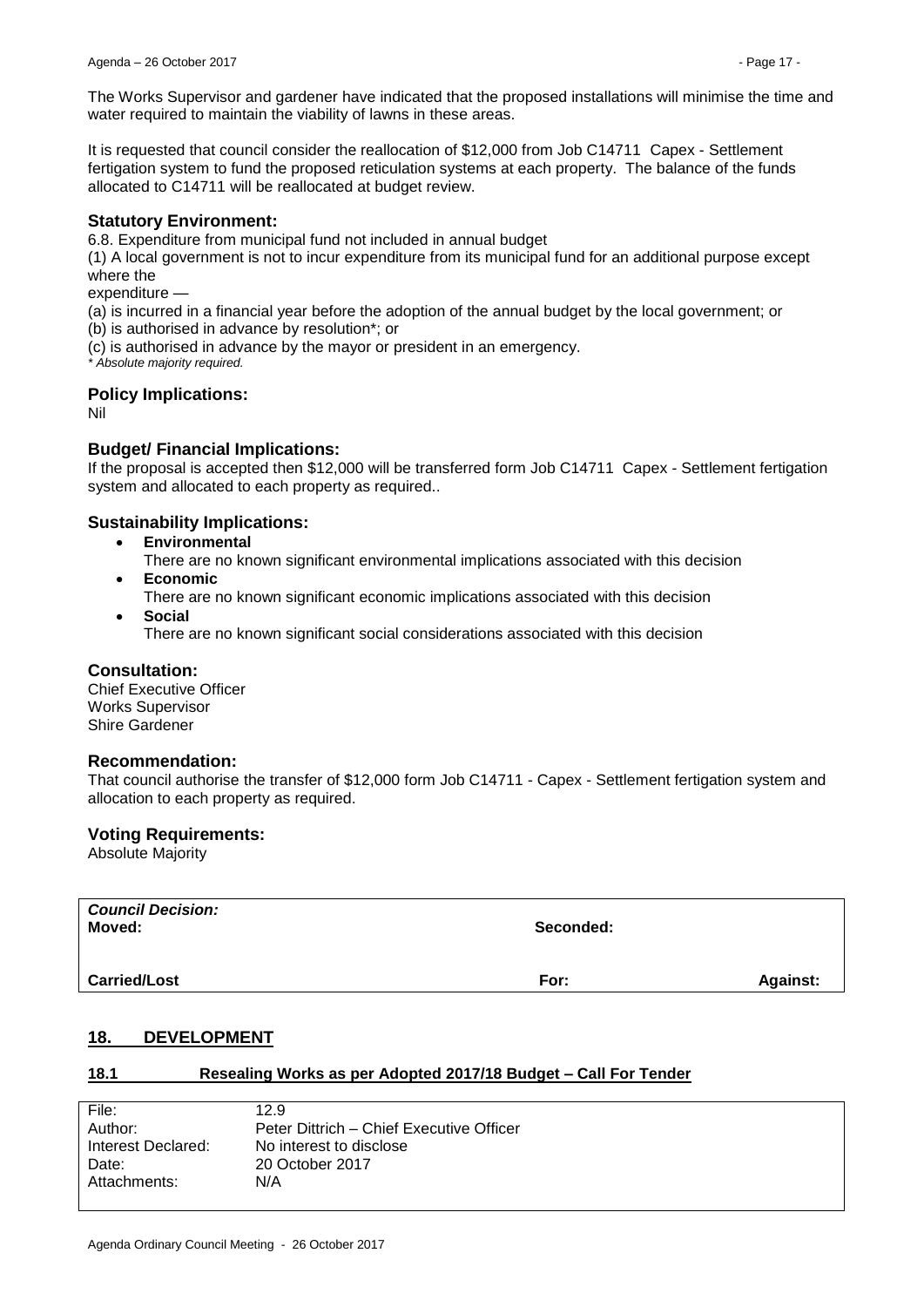The Works Supervisor and gardener have indicated that the proposed installations will minimise the time and water required to maintain the viability of lawns in these areas.

It is requested that council consider the reallocation of $12,000 from Job C14711 Capex - Settlement fertigation system to fund the proposed reticulation systems at each property. The balance of the funds allocated to C14711 will be reallocated at budget review.

### Statutory Environment:

6.8. Expenditure from municipal fund not included in annual budget

(1) A local government is not to incur expenditure from its municipal fund for an additional purpose except where the
expenditure —

(a) is incurred in a financial year before the adoption of the annual budget by the local government; or
(b) is authorised in advance by resolution*; or
(c) is authorised in advance by the mayor or president in an emergency.

*\* Absolute majority required.*

### Policy Implications:

Nil

### Budget/ Financial Implications:

If the proposal is accepted then $12,000 will be transferred form Job C14711 Capex - Settlement fertigation system and allocated to each property as required..

### Sustainability Implications:

- **Environmental**
  There are no known significant environmental implications associated with this decision
- **Economic**
  There are no known significant economic implications associated with this decision
- **Social**
  There are no known significant social considerations associated with this decision

### Consultation:

Chief Executive Officer
Works Supervisor
Shire Gardener

### Recommendation:

That council authorise the transfer of $12,000 form Job C14711 - Capex - Settlement fertigation system and allocation to each property as required.

### Voting Requirements:

Absolute Majority

| ***Council Decision:*** | | |
|---|---|---|
| **Moved:** | **Seconded:** | |
| **Carried/Lost** | **For:** | **Against:** |

## 18. DEVELOPMENT

### 18.1 Resealing Works as per Adopted 2017/18 Budget – Call For Tender

| | |
|---|---|
| File: | 12.9 |
| Author: | Peter Dittrich – Chief Executive Officer |
| Interest Declared: | No interest to disclose |
| Date: | 20 October 2017 |
| Attachments: | N/A |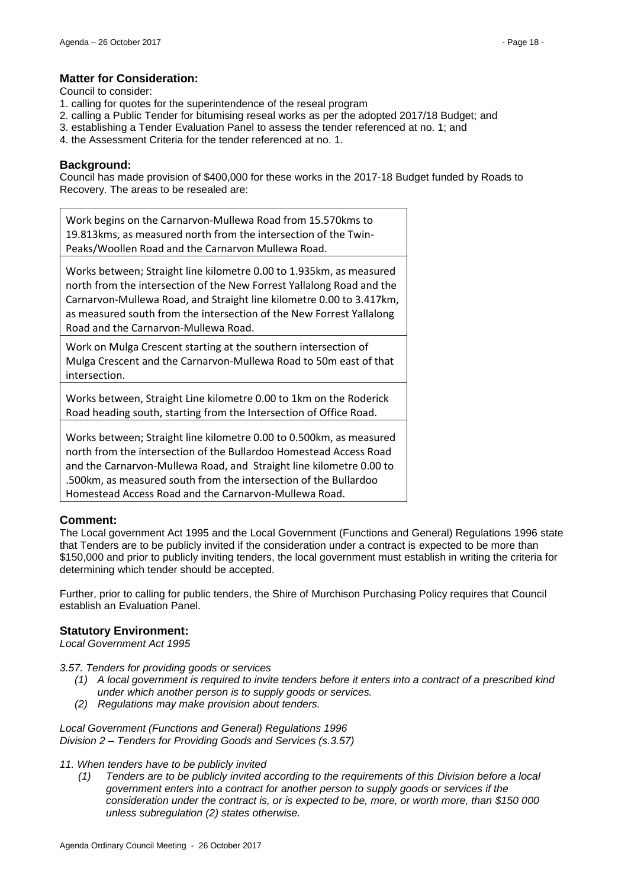## Matter for Consideration:

Council to consider:

1. calling for quotes for the superintendence of the reseal program
2. calling a Public Tender for bitumising reseal works as per the adopted 2017/18 Budget; and
3. establishing a Tender Evaluation Panel to assess the tender referenced at no. 1; and
4. the Assessment Criteria for the tender referenced at no. 1.

## Background:

Council has made provision of $400,000 for these works in the 2017-18 Budget funded by Roads to Recovery. The areas to be resealed are:

| |
|---|
| Work begins on the Carnarvon-Mullewa Road from 15.570kms to 19.813kms, as measured north from the intersection of the Twin-Peaks/Woollen Road and the Carnarvon Mullewa Road. |
| Works between; Straight line kilometre 0.00 to 1.935km, as measured north from the intersection of the New Forrest Yallalong Road and the Carnarvon-Mullewa Road, and Straight line kilometre 0.00 to 3.417km, as measured south from the intersection of the New Forrest Yallalong Road and the Carnarvon-Mullewa Road. |
| Work on Mulga Crescent starting at the southern intersection of Mulga Crescent and the Carnarvon-Mullewa Road to 50m east of that intersection. |
| Works between, Straight Line kilometre 0.00 to 1km on the Roderick Road heading south, starting from the Intersection of Office Road. |
| Works between; Straight line kilometre 0.00 to 0.500km, as measured north from the intersection of the Bullardoo Homestead Access Road and the Carnarvon-Mullewa Road, and Straight line kilometre 0.00 to .500km, as measured south from the intersection of the Bullardoo Homestead Access Road and the Carnarvon-Mullewa Road. |

## Comment:

The Local government Act 1995 and the Local Government (Functions and General) Regulations 1996 state that Tenders are to be publicly invited if the consideration under a contract is expected to be more than $150,000 and prior to publicly inviting tenders, the local government must establish in writing the criteria for determining which tender should be accepted.

Further, prior to calling for public tenders, the Shire of Murchison Purchasing Policy requires that Council establish an Evaluation Panel.

## Statutory Environment:

*Local Government Act 1995*

*3.57. Tenders for providing goods or services*

*(1) A local government is required to invite tenders before it enters into a contract of a prescribed kind under which another person is to supply goods or services.*

*(2) Regulations may make provision about tenders.*

*Local Government (Functions and General) Regulations 1996*
*Division 2 – Tenders for Providing Goods and Services (s.3.57)*

*11. When tenders have to be publicly invited*

*(1) Tenders are to be publicly invited according to the requirements of this Division before a local government enters into a contract for another person to supply goods or services if the consideration under the contract is, or is expected to be, more, or worth more, than $150 000 unless subregulation (2) states otherwise.*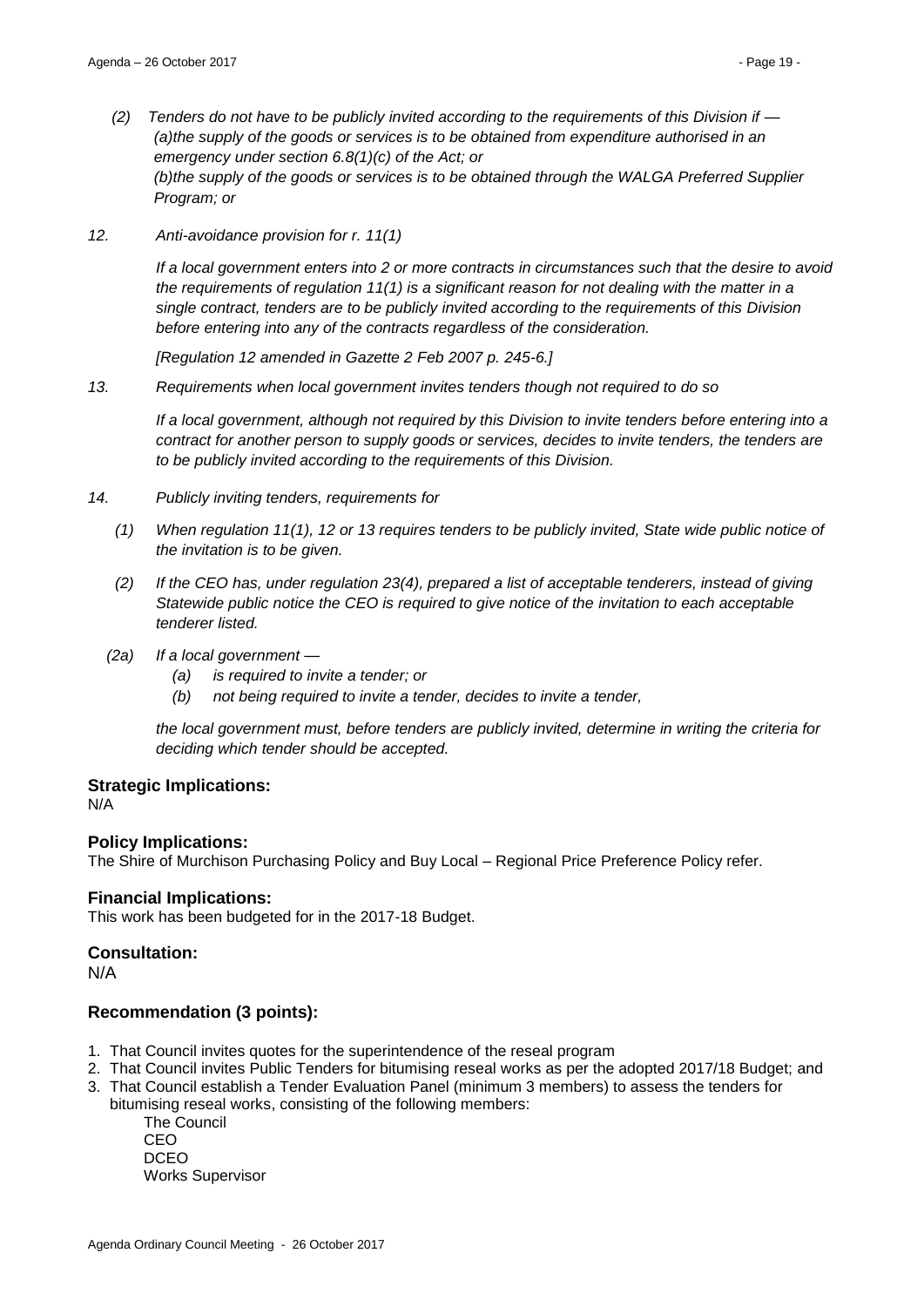*(2) Tenders do not have to be publicly invited according to the requirements of this Division if —*
*(a)the supply of the goods or services is to be obtained from expenditure authorised in an emergency under section 6.8(1)(c) of the Act; or*
*(b)the supply of the goods or services is to be obtained through the WALGA Preferred Supplier Program; or*

*12. Anti-avoidance provision for r. 11(1)*

*If a local government enters into 2 or more contracts in circumstances such that the desire to avoid the requirements of regulation 11(1) is a significant reason for not dealing with the matter in a single contract, tenders are to be publicly invited according to the requirements of this Division before entering into any of the contracts regardless of the consideration.*

*[Regulation 12 amended in Gazette 2 Feb 2007 p. 245-6.]*

*13. Requirements when local government invites tenders though not required to do so*

*If a local government, although not required by this Division to invite tenders before entering into a contract for another person to supply goods or services, decides to invite tenders, the tenders are to be publicly invited according to the requirements of this Division.*

*14. Publicly inviting tenders, requirements for*

*(1) When regulation 11(1), 12 or 13 requires tenders to be publicly invited, State wide public notice of the invitation is to be given.*

*(2) If the CEO has, under regulation 23(4), prepared a list of acceptable tenderers, instead of giving Statewide public notice the CEO is required to give notice of the invitation to each acceptable tenderer listed.*

*(2a) If a local government —*
*(a) is required to invite a tender; or*
*(b) not being required to invite a tender, decides to invite a tender,*

*the local government must, before tenders are publicly invited, determine in writing the criteria for deciding which tender should be accepted.*

## Strategic Implications:

N/A

## Policy Implications:

The Shire of Murchison Purchasing Policy and Buy Local – Regional Price Preference Policy refer.

## Financial Implications:

This work has been budgeted for in the 2017-18 Budget.

## Consultation:

N/A

## Recommendation (3 points):

1. That Council invites quotes for the superintendence of the reseal program
2. That Council invites Public Tenders for bitumising reseal works as per the adopted 2017/18 Budget; and
3. That Council establish a Tender Evaluation Panel (minimum 3 members) to assess the tenders for bitumising reseal works, consisting of the following members:
   The Council
   CEO
   DCEO
   Works Supervisor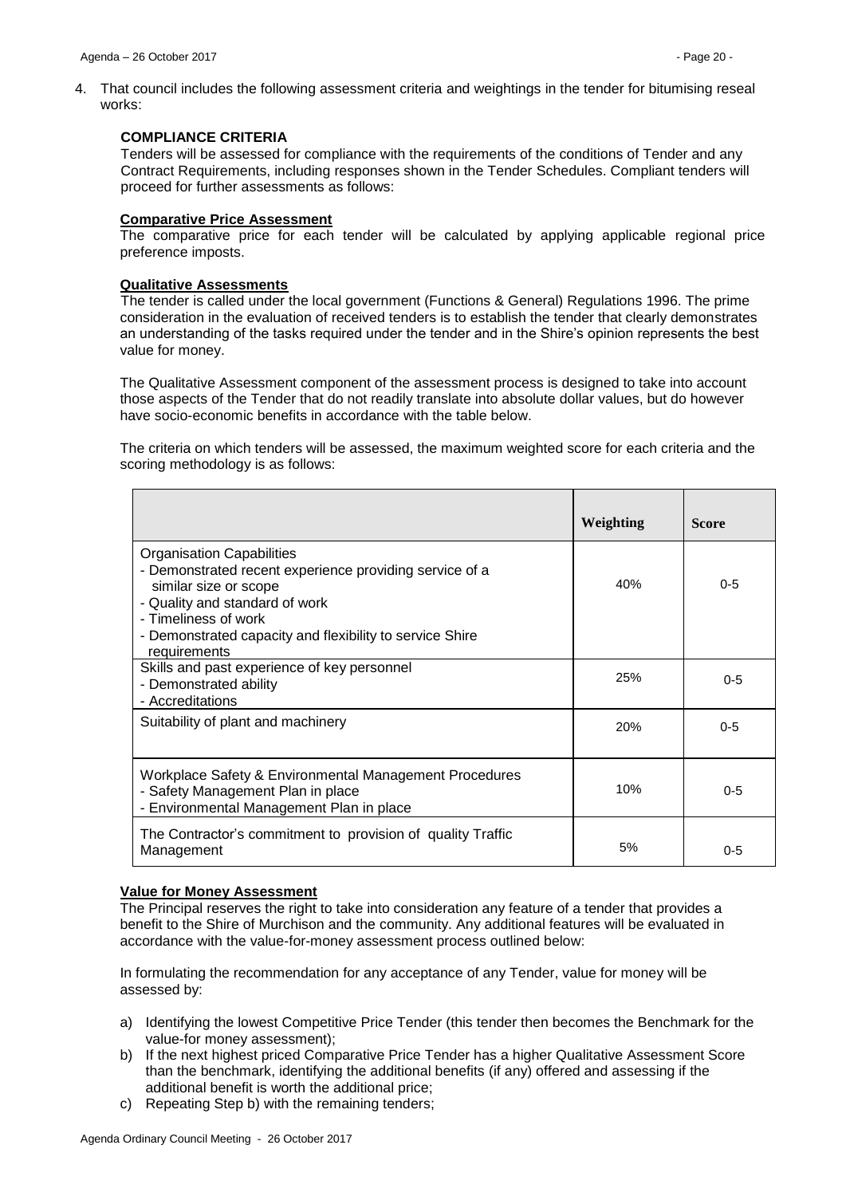4. That council includes the following assessment criteria and weightings in the tender for bitumising reseal works:

**COMPLIANCE CRITERIA**

Tenders will be assessed for compliance with the requirements of the conditions of Tender and any Contract Requirements, including responses shown in the Tender Schedules. Compliant tenders will proceed for further assessments as follows:

**Comparative Price Assessment**

The comparative price for each tender will be calculated by applying applicable regional price preference imposts.

**Qualitative Assessments**

The tender is called under the local government (Functions & General) Regulations 1996. The prime consideration in the evaluation of received tenders is to establish the tender that clearly demonstrates an understanding of the tasks required under the tender and in the Shire's opinion represents the best value for money.

The Qualitative Assessment component of the assessment process is designed to take into account those aspects of the Tender that do not readily translate into absolute dollar values, but do however have socio-economic benefits in accordance with the table below.

The criteria on which tenders will be assessed, the maximum weighted score for each criteria and the scoring methodology is as follows:

| | Weighting | Score |
|---|---|---|
| Organisation Capabilities<br>- Demonstrated recent experience providing service of a similar size or scope<br>- Quality and standard of work<br>- Timeliness of work<br>- Demonstrated capacity and flexibility to service Shire requirements | 40% | 0-5 |
| Skills and past experience of key personnel<br>- Demonstrated ability<br>- Accreditations | 25% | 0-5 |
| Suitability of plant and machinery | 20% | 0-5 |
| Workplace Safety & Environmental Management Procedures<br>- Safety Management Plan in place<br>- Environmental Management Plan in place | 10% | 0-5 |
| The Contractor's commitment to provision of quality Traffic Management | 5% | 0-5 |

**Value for Money Assessment**

The Principal reserves the right to take into consideration any feature of a tender that provides a benefit to the Shire of Murchison and the community. Any additional features will be evaluated in accordance with the value-for-money assessment process outlined below:

In formulating the recommendation for any acceptance of any Tender, value for money will be assessed by:

a) Identifying the lowest Competitive Price Tender (this tender then becomes the Benchmark for the value-for money assessment);
b) If the next highest priced Comparative Price Tender has a higher Qualitative Assessment Score than the benchmark, identifying the additional benefits (if any) offered and assessing if the additional benefit is worth the additional price;
c) Repeating Step b) with the remaining tenders;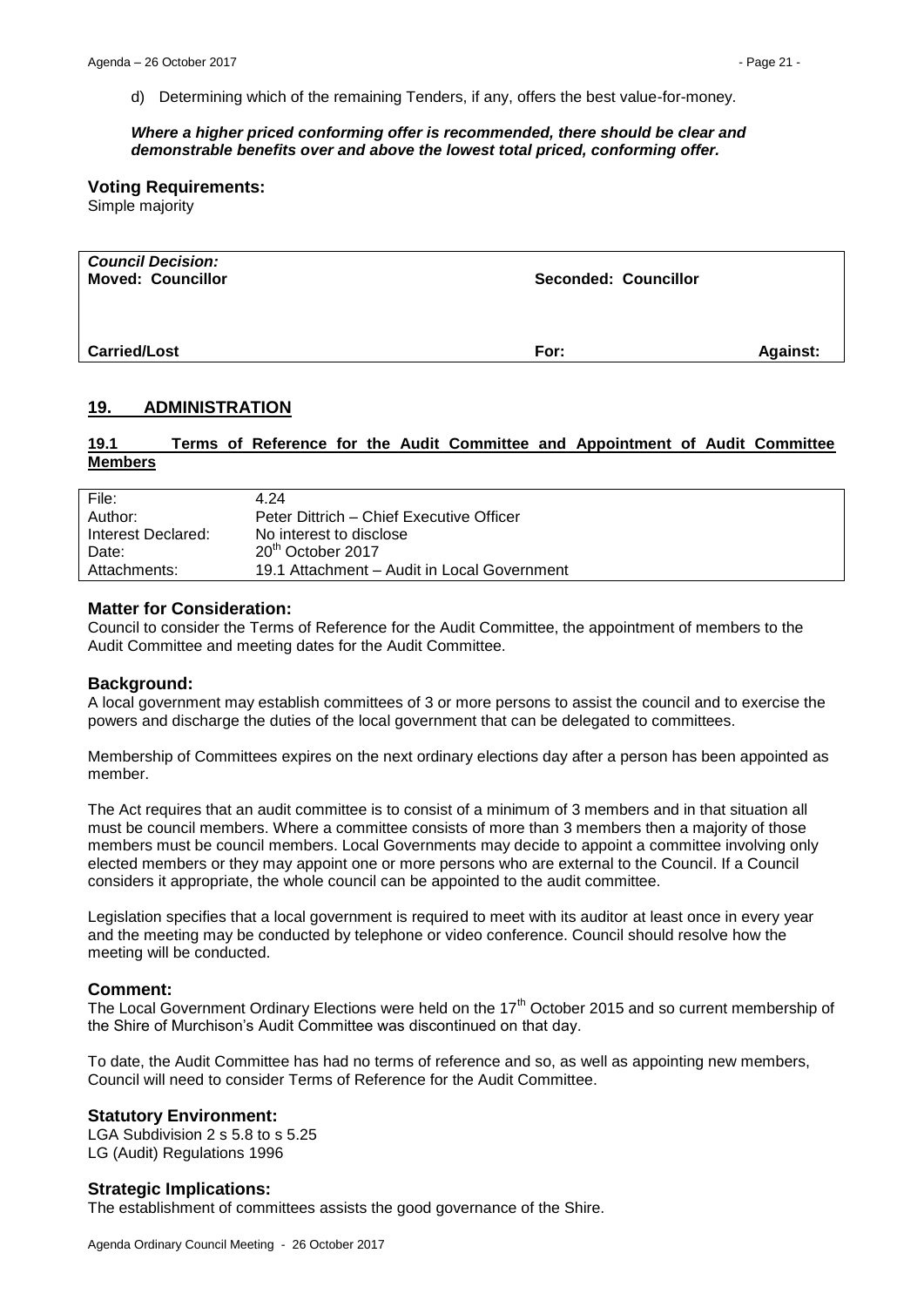d) Determining which of the remaining Tenders, if any, offers the best value-for-money.

***Where a higher priced conforming offer is recommended, there should be clear and demonstrable benefits over and above the lowest total priced, conforming offer.***

**Voting Requirements:**
Simple majority

| ***Council Decision:*** **Moved: Councillor** | **Seconded: Councillor** | |
|---|---|---|
| **Carried/Lost** | **For:** | **Against:** |

## 19. ADMINISTRATION

### 19.1 Terms of Reference for the Audit Committee and Appointment of Audit Committee Members

| | |
|---|---|
| File: | 4.24 |
| Author: | Peter Dittrich – Chief Executive Officer |
| Interest Declared: | No interest to disclose |
| Date: | 20th October 2017 |
| Attachments: | 19.1 Attachment – Audit in Local Government |

**Matter for Consideration:**
Council to consider the Terms of Reference for the Audit Committee, the appointment of members to the Audit Committee and meeting dates for the Audit Committee.

**Background:**
A local government may establish committees of 3 or more persons to assist the council and to exercise the powers and discharge the duties of the local government that can be delegated to committees.

Membership of Committees expires on the next ordinary elections day after a person has been appointed as member.

The Act requires that an audit committee is to consist of a minimum of 3 members and in that situation all must be council members. Where a committee consists of more than 3 members then a majority of those members must be council members. Local Governments may decide to appoint a committee involving only elected members or they may appoint one or more persons who are external to the Council. If a Council considers it appropriate, the whole council can be appointed to the audit committee.

Legislation specifies that a local government is required to meet with its auditor at least once in every year and the meeting may be conducted by telephone or video conference. Council should resolve how the meeting will be conducted.

**Comment:**
The Local Government Ordinary Elections were held on the 17th October 2015 and so current membership of the Shire of Murchison's Audit Committee was discontinued on that day.

To date, the Audit Committee has had no terms of reference and so, as well as appointing new members, Council will need to consider Terms of Reference for the Audit Committee.

**Statutory Environment:**
LGA Subdivision 2 s 5.8 to s 5.25
LG (Audit) Regulations 1996

**Strategic Implications:**
The establishment of committees assists the good governance of the Shire.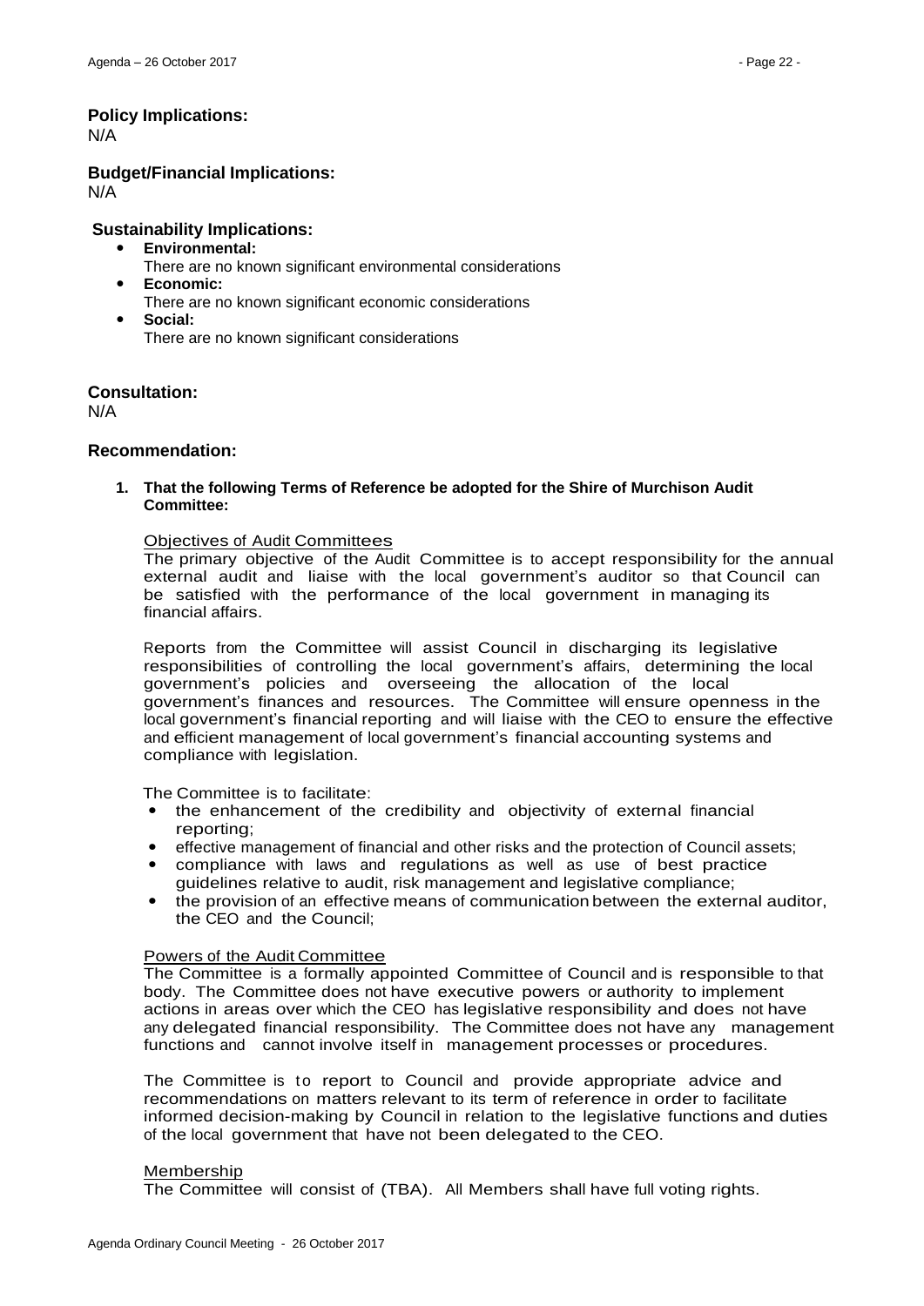**Policy Implications:**
N/A

**Budget/Financial Implications:**
N/A

**Sustainability Implications:**

- **Environmental:**
  There are no known significant environmental considerations
- **Economic:**
  There are no known significant economic considerations
- **Social:**
  There are no known significant considerations

**Consultation:**
N/A

**Recommendation:**

1. **That the following Terms of Reference be adopted for the Shire of Murchison Audit Committee:**

Objectives of Audit Committees

The primary objective of the Audit Committee is to accept responsibility for the annual external audit and liaise with the local government's auditor so that Council can be satisfied with the performance of the local government in managing its financial affairs.

Reports from the Committee will assist Council in discharging its legislative responsibilities of controlling the local government's affairs, determining the local government's policies and overseeing the allocation of the local government's finances and resources. The Committee will ensure openness in the local government's financial reporting and will liaise with the CEO to ensure the effective and efficient management of local government's financial accounting systems and compliance with legislation.

The Committee is to facilitate:

- the enhancement of the credibility and objectivity of external financial reporting;
- effective management of financial and other risks and the protection of Council assets;
- compliance with laws and regulations as well as use of best practice guidelines relative to audit, risk management and legislative compliance;
- the provision of an effective means of communication between the external auditor, the CEO and the Council;

Powers of the Audit Committee

The Committee is a formally appointed Committee of Council and is responsible to that body. The Committee does not have executive powers or authority to implement actions in areas over which the CEO has legislative responsibility and does not have any delegated financial responsibility. The Committee does not have any management functions and cannot involve itself in management processes or procedures.

The Committee is to report to Council and provide appropriate advice and recommendations on matters relevant to its term of reference in order to facilitate informed decision-making by Council in relation to the legislative functions and duties of the local government that have not been delegated to the CEO.

Membership

The Committee will consist of (TBA). All Members shall have full voting rights.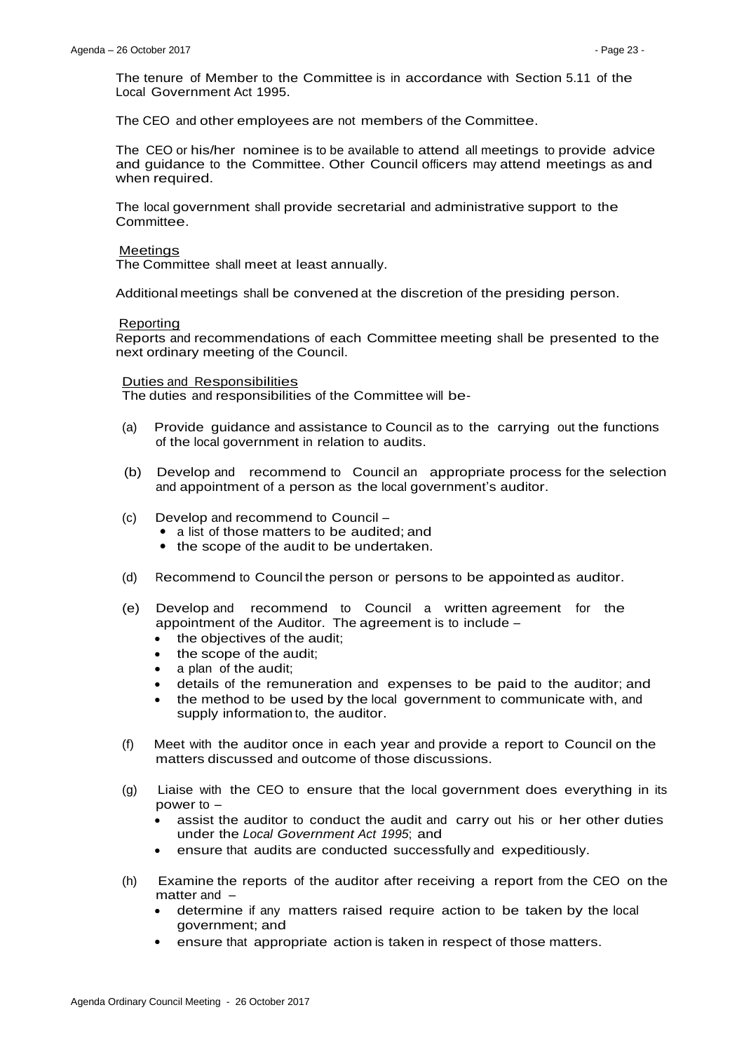The tenure of Member to the Committee is in accordance with Section 5.11 of the Local Government Act 1995.

The CEO and other employees are not members of the Committee.

The CEO or his/her nominee is to be available to attend all meetings to provide advice and guidance to the Committee. Other Council officers may attend meetings as and when required.

The local government shall provide secretarial and administrative support to the Committee.

<u>Meetings</u>
The Committee shall meet at least annually.

Additional meetings shall be convened at the discretion of the presiding person.

<u>Reporting</u>
Reports and recommendations of each Committee meeting shall be presented to the next ordinary meeting of the Council.

<u>Duties and Responsibilities</u>
The duties and responsibilities of the Committee will be-

(a) Provide guidance and assistance to Council as to the carrying out the functions of the local government in relation to audits.

(b) Develop and recommend to Council an appropriate process for the selection and appointment of a person as the local government's auditor.

(c) Develop and recommend to Council –
- a list of those matters to be audited; and
- the scope of the audit to be undertaken.

(d) Recommend to Council the person or persons to be appointed as auditor.

(e) Develop and recommend to Council a written agreement for the appointment of the Auditor. The agreement is to include –
- the objectives of the audit;
- the scope of the audit;
- a plan of the audit;
- details of the remuneration and expenses to be paid to the auditor; and
- the method to be used by the local government to communicate with, and supply information to, the auditor.

(f) Meet with the auditor once in each year and provide a report to Council on the matters discussed and outcome of those discussions.

(g) Liaise with the CEO to ensure that the local government does everything in its power to –
- assist the auditor to conduct the audit and carry out his or her other duties under the *Local Government Act 1995*; and
- ensure that audits are conducted successfully and expeditiously.

(h) Examine the reports of the auditor after receiving a report from the CEO on the matter and –
- determine if any matters raised require action to be taken by the local government; and
- ensure that appropriate action is taken in respect of those matters.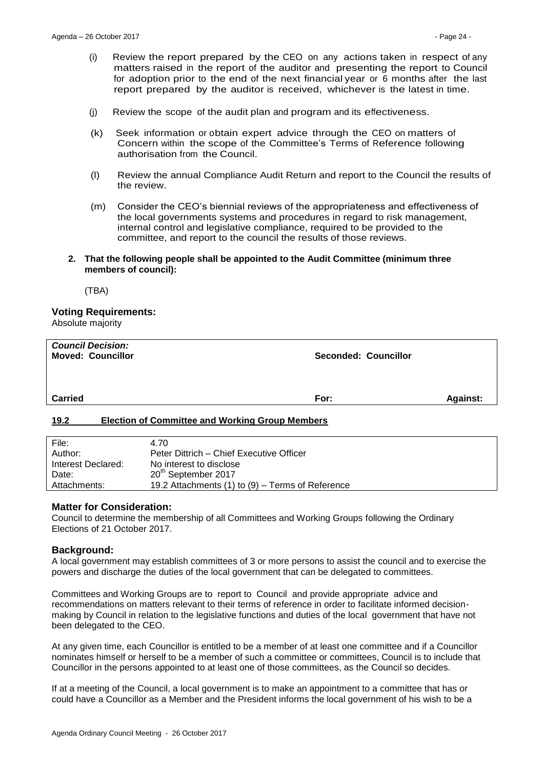(i) Review the report prepared by the CEO on any actions taken in respect of any matters raised in the report of the auditor and presenting the report to Council for adoption prior to the end of the next financial year or 6 months after the last report prepared by the auditor is received, whichever is the latest in time.

(j) Review the scope of the audit plan and program and its effectiveness.

(k) Seek information or obtain expert advice through the CEO on matters of Concern within the scope of the Committee's Terms of Reference following authorisation from the Council.

(l) Review the annual Compliance Audit Return and report to the Council the results of the review.

(m) Consider the CEO's biennial reviews of the appropriateness and effectiveness of the local governments systems and procedures in regard to risk management, internal control and legislative compliance, required to be provided to the committee, and report to the council the results of those reviews.

**2. That the following people shall be appointed to the Audit Committee (minimum three members of council):**

(TBA)

### Voting Requirements:

Absolute majority

| ***Council Decision:*** **Moved: Councillor** | **Seconded: Councillor** | |
|---|---|---|
| **Carried** | **For:** | **Against:** |

## 19.2 Election of Committee and Working Group Members

| | |
|---|---|
| File: | 4.70 |
| Author: | Peter Dittrich – Chief Executive Officer |
| Interest Declared: | No interest to disclose |
| Date: | 20th September 2017 |
| Attachments: | 19.2 Attachments (1) to (9) – Terms of Reference |

### Matter for Consideration:

Council to determine the membership of all Committees and Working Groups following the Ordinary Elections of 21 October 2017.

### Background:

A local government may establish committees of 3 or more persons to assist the council and to exercise the powers and discharge the duties of the local government that can be delegated to committees.

Committees and Working Groups are to report to Council and provide appropriate advice and recommendations on matters relevant to their terms of reference in order to facilitate informed decision-making by Council in relation to the legislative functions and duties of the local government that have not been delegated to the CEO.

At any given time, each Councillor is entitled to be a member of at least one committee and if a Councillor nominates himself or herself to be a member of such a committee or committees, Council is to include that Councillor in the persons appointed to at least one of those committees, as the Council so decides.

If at a meeting of the Council, a local government is to make an appointment to a committee that has or could have a Councillor as a Member and the President informs the local government of his wish to be a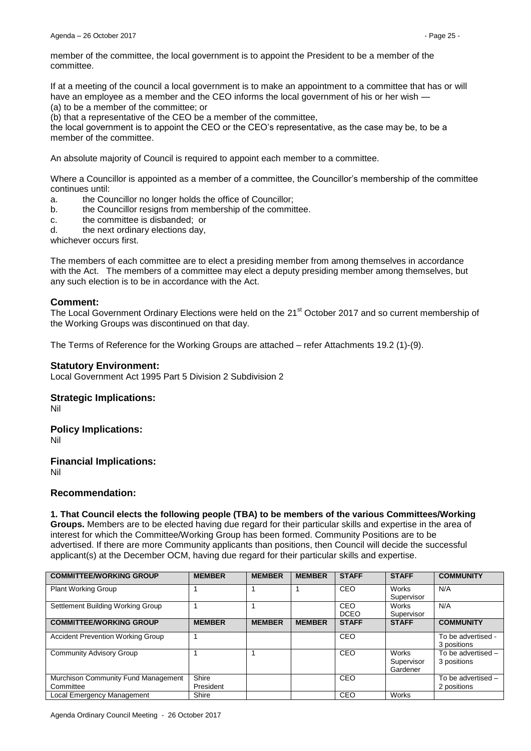member of the committee, the local government is to appoint the President to be a member of the committee.

If at a meeting of the council a local government is to make an appointment to a committee that has or will have an employee as a member and the CEO informs the local government of his or her wish —
(a) to be a member of the committee; or
(b) that a representative of the CEO be a member of the committee,
the local government is to appoint the CEO or the CEO's representative, as the case may be, to be a member of the committee.

An absolute majority of Council is required to appoint each member to a committee.

Where a Councillor is appointed as a member of a committee, the Councillor's membership of the committee continues until:

a. the Councillor no longer holds the office of Councillor;
b. the Councillor resigns from membership of the committee.
c. the committee is disbanded; or
d. the next ordinary elections day,

whichever occurs first.

The members of each committee are to elect a presiding member from among themselves in accordance with the Act. The members of a committee may elect a deputy presiding member among themselves, but any such election is to be in accordance with the Act.

## Comment:

The Local Government Ordinary Elections were held on the 21st October 2017 and so current membership of the Working Groups was discontinued on that day.

The Terms of Reference for the Working Groups are attached – refer Attachments 19.2 (1)-(9).

## Statutory Environment:

Local Government Act 1995 Part 5 Division 2 Subdivision 2

## Strategic Implications:

Nil

## Policy Implications:

Nil

## Financial Implications:

Nil

## Recommendation:

**1. That Council elects the following people (TBA) to be members of the various Committees/Working Groups.** Members are to be elected having due regard for their particular skills and expertise in the area of interest for which the Committee/Working Group has been formed. Community Positions are to be advertised. If there are more Community applicants than positions, then Council will decide the successful applicant(s) at the December OCM, having due regard for their particular skills and expertise.

| COMMITTEE/WORKING GROUP | MEMBER | MEMBER | MEMBER | STAFF | STAFF | COMMUNITY |
|---|---|---|---|---|---|---|
| Plant Working Group | 1 | 1 | 1 | CEO | Works Supervisor | N/A |
| Settlement Building Working Group | 1 | 1 | | CEO<br>DCEO | Works Supervisor | N/A |
| **COMMITTEE/WORKING GROUP** | **MEMBER** | **MEMBER** | **MEMBER** | **STAFF** | **STAFF** | **COMMUNITY** |
| Accident Prevention Working Group | 1 | | | CEO | | To be advertised - 3 positions |
| Community Advisory Group | 1 | 1 | | CEO | Works Supervisor Gardener | To be advertised – 3 positions |
| Murchison Community Fund Management Committee | Shire President | | | CEO | | To be advertised – 2 positions |
| Local Emergency Management | Shire | | | CEO | Works | |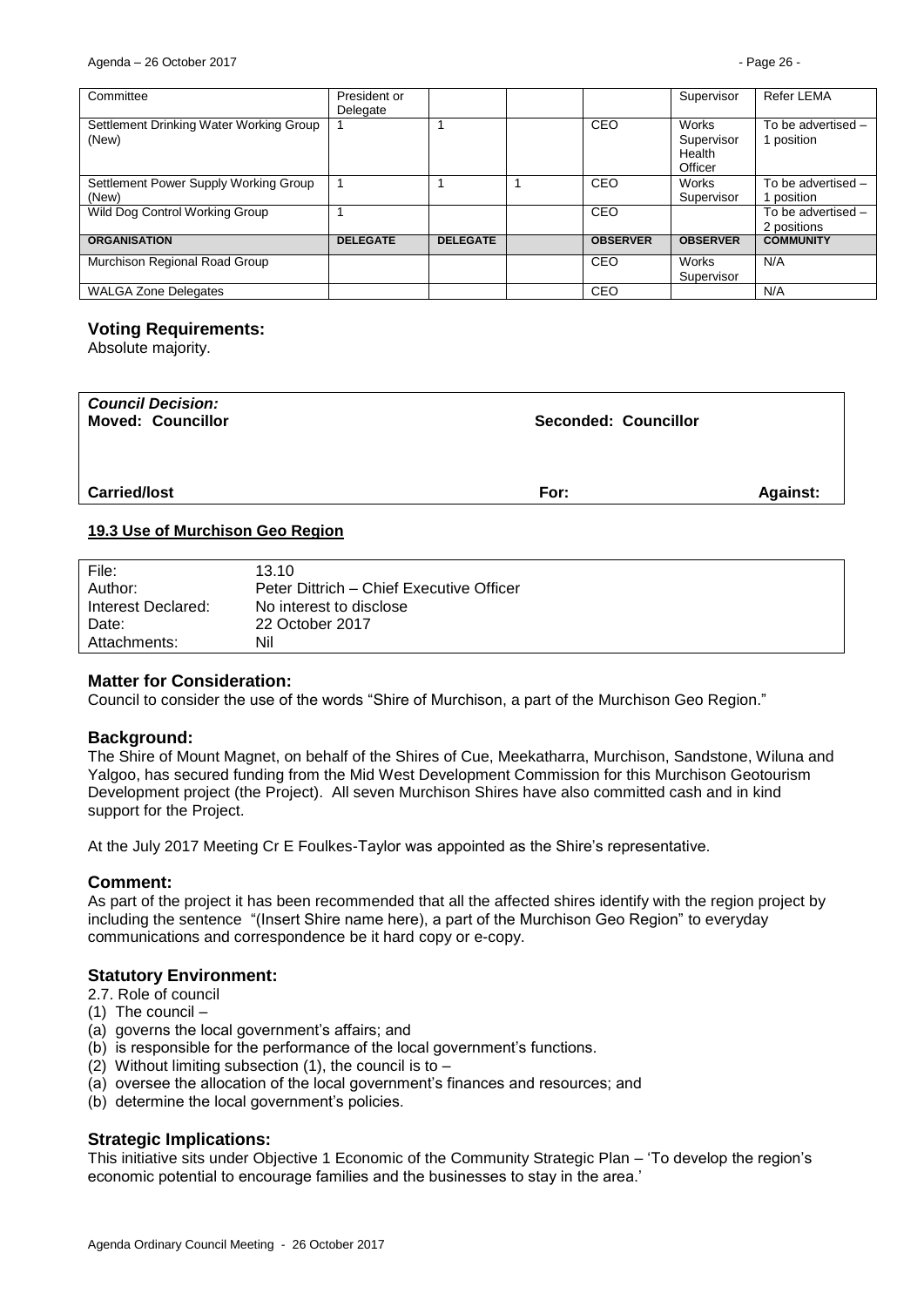| Committee | President or Delegate | | | | Supervisor | Refer LEMA |
|---|---|---|---|---|---|---|
| Settlement Drinking Water Working Group (New) | 1 | 1 | | CEO | Works Supervisor Health Officer | To be advertised – 1 position |
| Settlement Power Supply Working Group (New) | 1 | 1 | 1 | CEO | Works Supervisor | To be advertised – 1 position |
| Wild Dog Control Working Group | 1 | | | CEO | | To be advertised – 2 positions |
| **ORGANISATION** | **DELEGATE** | **DELEGATE** | | **OBSERVER** | **OBSERVER** | **COMMUNITY** |
| Murchison Regional Road Group | | | | CEO | Works Supervisor | N/A |
| WALGA Zone Delegates | | | | CEO | | N/A |

### Voting Requirements:

Absolute majority.

| *Council Decision:* **Moved: Councillor** | **Seconded: Councillor** | |
|---|---|---|
| **Carried/lost** | **For:** | **Against:** |

**19.3 Use of Murchison Geo Region**

| File: | 13.10 |
|---|---|
| Author: | Peter Dittrich – Chief Executive Officer |
| Interest Declared: | No interest to disclose |
| Date: | 22 October 2017 |
| Attachments: | Nil |

### Matter for Consideration:

Council to consider the use of the words "Shire of Murchison, a part of the Murchison Geo Region."

### Background:

The Shire of Mount Magnet, on behalf of the Shires of Cue, Meekatharra, Murchison, Sandstone, Wiluna and Yalgoo, has secured funding from the Mid West Development Commission for this Murchison Geotourism Development project (the Project). All seven Murchison Shires have also committed cash and in kind support for the Project.

At the July 2017 Meeting Cr E Foulkes-Taylor was appointed as the Shire's representative.

### Comment:

As part of the project it has been recommended that all the affected shires identify with the region project by including the sentence "(Insert Shire name here), a part of the Murchison Geo Region" to everyday communications and correspondence be it hard copy or e-copy.

### Statutory Environment:

2.7. Role of council

(1) The council –

(a) governs the local government's affairs; and

(b) is responsible for the performance of the local government's functions.

(2) Without limiting subsection (1), the council is to –

(a) oversee the allocation of the local government's finances and resources; and

(b) determine the local government's policies.

### Strategic Implications:

This initiative sits under Objective 1 Economic of the Community Strategic Plan – 'To develop the region's economic potential to encourage families and the businesses to stay in the area.'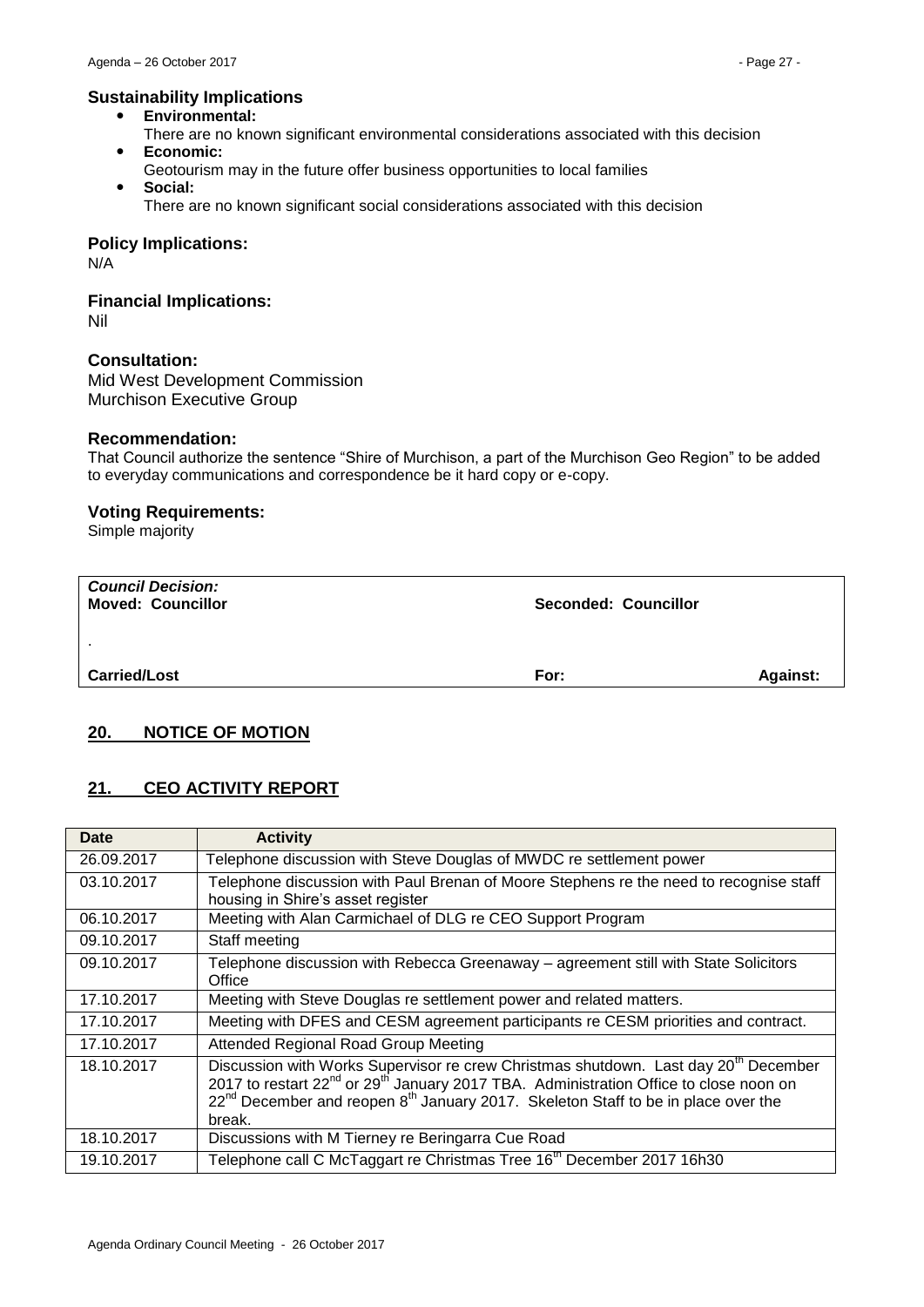### Sustainability Implications

- **Environmental:**
  There are no known significant environmental considerations associated with this decision
- **Economic:**
  Geotourism may in the future offer business opportunities to local families
- **Social:**
  There are no known significant social considerations associated with this decision

### Policy Implications:

N/A

### Financial Implications:

Nil

### Consultation:

Mid West Development Commission
Murchison Executive Group

### Recommendation:

That Council authorize the sentence "Shire of Murchison, a part of the Murchison Geo Region" to be added to everyday communications and correspondence be it hard copy or e-copy.

### Voting Requirements:

Simple majority

| ***Council Decision:*** **Moved: Councillor** | **Seconded: Councillor** | |
|---|---|---|
| . | | |
| **Carried/Lost** | **For:** | **Against:** |

## 20. NOTICE OF MOTION

## 21. CEO ACTIVITY REPORT

| Date | Activity |
|---|---|
| 26.09.2017 | Telephone discussion with Steve Douglas of MWDC re settlement power |
| 03.10.2017 | Telephone discussion with Paul Brenan of Moore Stephens re the need to recognise staff housing in Shire's asset register |
| 06.10.2017 | Meeting with Alan Carmichael of DLG re CEO Support Program |
| 09.10.2017 | Staff meeting |
| 09.10.2017 | Telephone discussion with Rebecca Greenaway – agreement still with State Solicitors Office |
| 17.10.2017 | Meeting with Steve Douglas re settlement power and related matters. |
| 17.10.2017 | Meeting with DFES and CESM agreement participants re CESM priorities and contract. |
| 17.10.2017 | Attended Regional Road Group Meeting |
| 18.10.2017 | Discussion with Works Supervisor re crew Christmas shutdown. Last day 20th December 2017 to restart 22nd or 29th January 2017 TBA. Administration Office to close noon on 22nd December and reopen 8th January 2017. Skeleton Staff to be in place over the break. |
| 18.10.2017 | Discussions with M Tierney re Beringarra Cue Road |
| 19.10.2017 | Telephone call C McTaggart re Christmas Tree 16th December 2017 16h30 |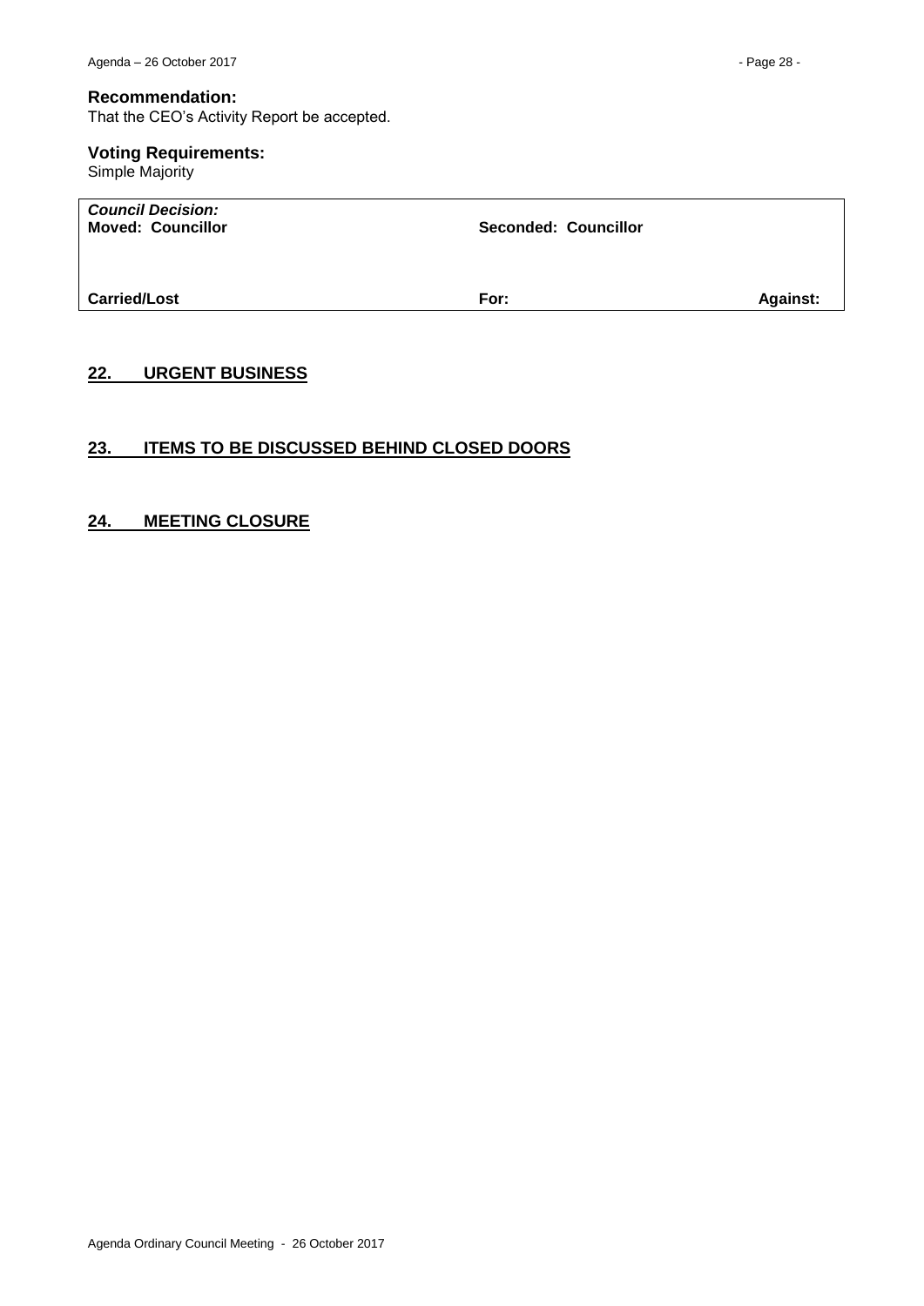**Recommendation:**
That the CEO's Activity Report be accepted.

**Voting Requirements:**
Simple Majority

| | | |
|---|---|---|
| ***Council Decision:*** **Moved: Councillor** | **Seconded: Councillor** | |
| **Carried/Lost** | **For:** | **Against:** |

## 22. URGENT BUSINESS

## 23. ITEMS TO BE DISCUSSED BEHIND CLOSED DOORS

## 24. MEETING CLOSURE